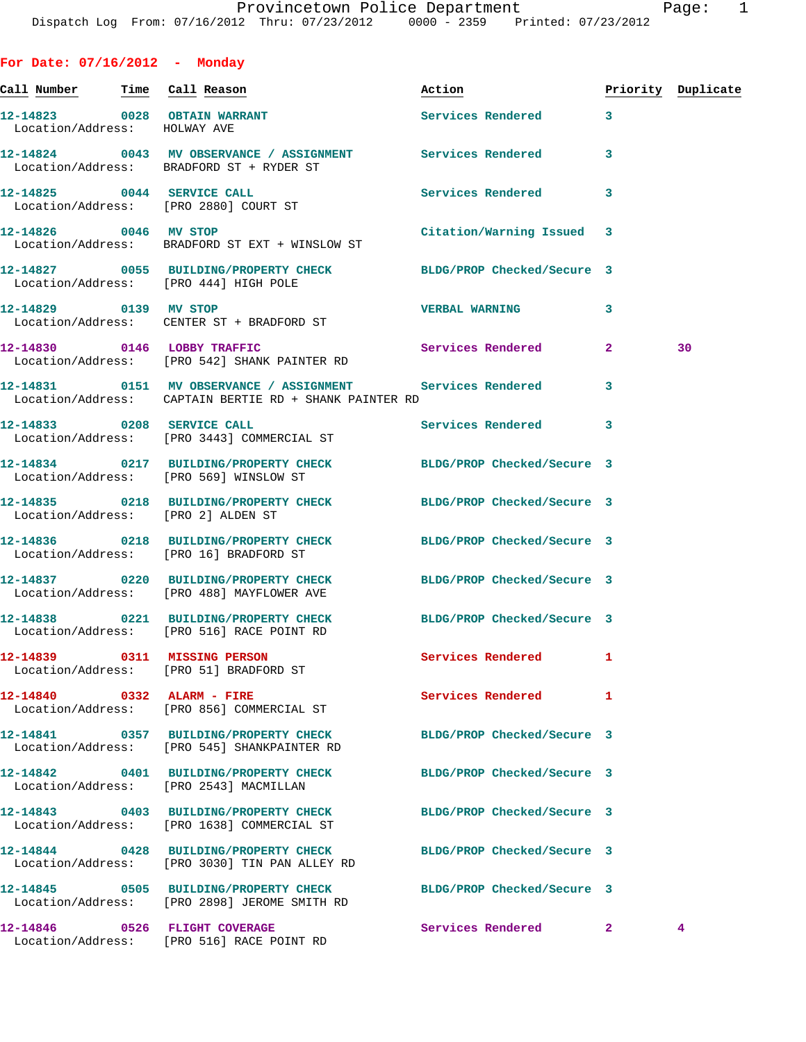Provincetown Police Department
Dispatch Log From: 07/16/2012 Thru: 07/23/2012 0000 - 2359 Printed: 07/23/2012

**For Date: 07/16/2012 - Monday**

| Call Number | Time | Call Reason | Action | Priority | Duplicate |
|---|---|---|---|---|---|
| 12-14823 | 0028 | OBTAIN WARRANT | Services Rendered | 3 | |
| Location/Address: | | HOLWAY AVE | | | |
| 12-14824 | 0043 | MV OBSERVANCE / ASSIGNMENT | Services Rendered | 3 | |
| Location/Address: | | BRADFORD ST + RYDER ST | | | |
| 12-14825 | 0044 | SERVICE CALL | Services Rendered | 3 | |
| Location/Address: | | [PRO 2880] COURT ST | | | |
| 12-14826 | 0046 | MV STOP | Citation/Warning Issued | 3 | |
| Location/Address: | | BRADFORD ST EXT + WINSLOW ST | | | |
| 12-14827 | 0055 | BUILDING/PROPERTY CHECK | BLDG/PROP Checked/Secure | 3 | |
| Location/Address: | | [PRO 444] HIGH POLE | | | |
| 12-14829 | 0139 | MV STOP | VERBAL WARNING | 3 | |
| Location/Address: | | CENTER ST + BRADFORD ST | | | |
| 12-14830 | 0146 | LOBBY TRAFFIC | Services Rendered | 2 | 30 |
| Location/Address: | | [PRO 542] SHANK PAINTER RD | | | |
| 12-14831 | 0151 | MV OBSERVANCE / ASSIGNMENT | Services Rendered | 3 | |
| Location/Address: | | CAPTAIN BERTIE RD + SHANK PAINTER RD | | | |
| 12-14833 | 0208 | SERVICE CALL | Services Rendered | 3 | |
| Location/Address: | | [PRO 3443] COMMERCIAL ST | | | |
| 12-14834 | 0217 | BUILDING/PROPERTY CHECK | BLDG/PROP Checked/Secure | 3 | |
| Location/Address: | | [PRO 569] WINSLOW ST | | | |
| 12-14835 | 0218 | BUILDING/PROPERTY CHECK | BLDG/PROP Checked/Secure | 3 | |
| Location/Address: | | [PRO 2] ALDEN ST | | | |
| 12-14836 | 0218 | BUILDING/PROPERTY CHECK | BLDG/PROP Checked/Secure | 3 | |
| Location/Address: | | [PRO 16] BRADFORD ST | | | |
| 12-14837 | 0220 | BUILDING/PROPERTY CHECK | BLDG/PROP Checked/Secure | 3 | |
| Location/Address: | | [PRO 488] MAYFLOWER AVE | | | |
| 12-14838 | 0221 | BUILDING/PROPERTY CHECK | BLDG/PROP Checked/Secure | 3 | |
| Location/Address: | | [PRO 516] RACE POINT RD | | | |
| 12-14839 | 0311 | MISSING PERSON | Services Rendered | 1 | |
| Location/Address: | | [PRO 51] BRADFORD ST | | | |
| 12-14840 | 0332 | ALARM - FIRE | Services Rendered | 1 | |
| Location/Address: | | [PRO 856] COMMERCIAL ST | | | |
| 12-14841 | 0357 | BUILDING/PROPERTY CHECK | BLDG/PROP Checked/Secure | 3 | |
| Location/Address: | | [PRO 545] SHANKPAINTER RD | | | |
| 12-14842 | 0401 | BUILDING/PROPERTY CHECK | BLDG/PROP Checked/Secure | 3 | |
| Location/Address: | | [PRO 2543] MACMILLAN | | | |
| 12-14843 | 0403 | BUILDING/PROPERTY CHECK | BLDG/PROP Checked/Secure | 3 | |
| Location/Address: | | [PRO 1638] COMMERCIAL ST | | | |
| 12-14844 | 0428 | BUILDING/PROPERTY CHECK | BLDG/PROP Checked/Secure | 3 | |
| Location/Address: | | [PRO 3030] TIN PAN ALLEY RD | | | |
| 12-14845 | 0505 | BUILDING/PROPERTY CHECK | BLDG/PROP Checked/Secure | 3 | |
| Location/Address: | | [PRO 2898] JEROME SMITH RD | | | |
| 12-14846 | 0526 | FLIGHT COVERAGE | Services Rendered | 2 | 4 |
| Location/Address: | | [PRO 516] RACE POINT RD | | | |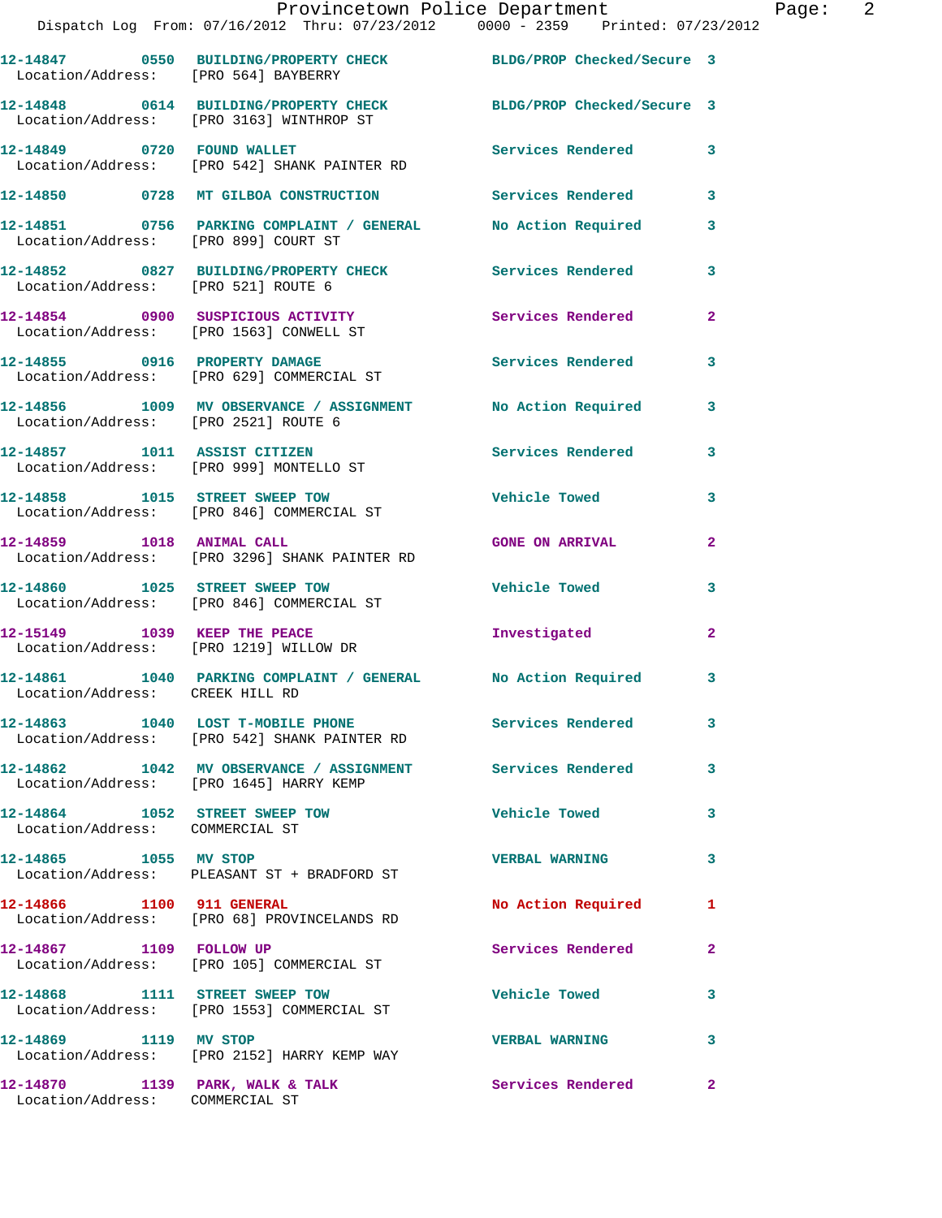| Call # | Time | Call Type | Disposition | Priority |
|---|---|---|---|---|
| 12-14847 | 0550 | BUILDING/PROPERTY CHECK | BLDG/PROP Checked/Secure | 3 |
| Location/Address: | | [PRO 564] BAYBERRY | | |
| 12-14848 | 0614 | BUILDING/PROPERTY CHECK | BLDG/PROP Checked/Secure | 3 |
| Location/Address: | | [PRO 3163] WINTHROP ST | | |
| 12-14849 | 0720 | FOUND WALLET | Services Rendered | 3 |
| Location/Address: | | [PRO 542] SHANK PAINTER RD | | |
| 12-14850 | 0728 | MT GILBOA CONSTRUCTION | Services Rendered | 3 |
| 12-14851 | 0756 | PARKING COMPLAINT / GENERAL | No Action Required | 3 |
| Location/Address: | | [PRO 899] COURT ST | | |
| 12-14852 | 0827 | BUILDING/PROPERTY CHECK | Services Rendered | 3 |
| Location/Address: | | [PRO 521] ROUTE 6 | | |
| 12-14854 | 0900 | SUSPICIOUS ACTIVITY | Services Rendered | 2 |
| Location/Address: | | [PRO 1563] CONWELL ST | | |
| 12-14855 | 0916 | PROPERTY DAMAGE | Services Rendered | 3 |
| Location/Address: | | [PRO 629] COMMERCIAL ST | | |
| 12-14856 | 1009 | MV OBSERVANCE / ASSIGNMENT | No Action Required | 3 |
| Location/Address: | | [PRO 2521] ROUTE 6 | | |
| 12-14857 | 1011 | ASSIST CITIZEN | Services Rendered | 3 |
| Location/Address: | | [PRO 999] MONTELLO ST | | |
| 12-14858 | 1015 | STREET SWEEP TOW | Vehicle Towed | 3 |
| Location/Address: | | [PRO 846] COMMERCIAL ST | | |
| 12-14859 | 1018 | ANIMAL CALL | GONE ON ARRIVAL | 2 |
| Location/Address: | | [PRO 3296] SHANK PAINTER RD | | |
| 12-14860 | 1025 | STREET SWEEP TOW | Vehicle Towed | 3 |
| Location/Address: | | [PRO 846] COMMERCIAL ST | | |
| 12-15149 | 1039 | KEEP THE PEACE | Investigated | 2 |
| Location/Address: | | [PRO 1219] WILLOW DR | | |
| 12-14861 | 1040 | PARKING COMPLAINT / GENERAL | No Action Required | 3 |
| Location/Address: | | CREEK HILL RD | | |
| 12-14863 | 1040 | LOST T-MOBILE PHONE | Services Rendered | 3 |
| Location/Address: | | [PRO 542] SHANK PAINTER RD | | |
| 12-14862 | 1042 | MV OBSERVANCE / ASSIGNMENT | Services Rendered | 3 |
| Location/Address: | | [PRO 1645] HARRY KEMP | | |
| 12-14864 | 1052 | STREET SWEEP TOW | Vehicle Towed | 3 |
| Location/Address: | | COMMERCIAL ST | | |
| 12-14865 | 1055 | MV STOP | VERBAL WARNING | 3 |
| Location/Address: | | PLEASANT ST + BRADFORD ST | | |
| 12-14866 | 1100 | 911 GENERAL | No Action Required | 1 |
| Location/Address: | | [PRO 68] PROVINCELANDS RD | | |
| 12-14867 | 1109 | FOLLOW UP | Services Rendered | 2 |
| Location/Address: | | [PRO 105] COMMERCIAL ST | | |
| 12-14868 | 1111 | STREET SWEEP TOW | Vehicle Towed | 3 |
| Location/Address: | | [PRO 1553] COMMERCIAL ST | | |
| 12-14869 | 1119 | MV STOP | VERBAL WARNING | 3 |
| Location/Address: | | [PRO 2152] HARRY KEMP WAY | | |
| 12-14870 | 1139 | PARK, WALK & TALK | Services Rendered | 2 |
| Location/Address: | | COMMERCIAL ST | | |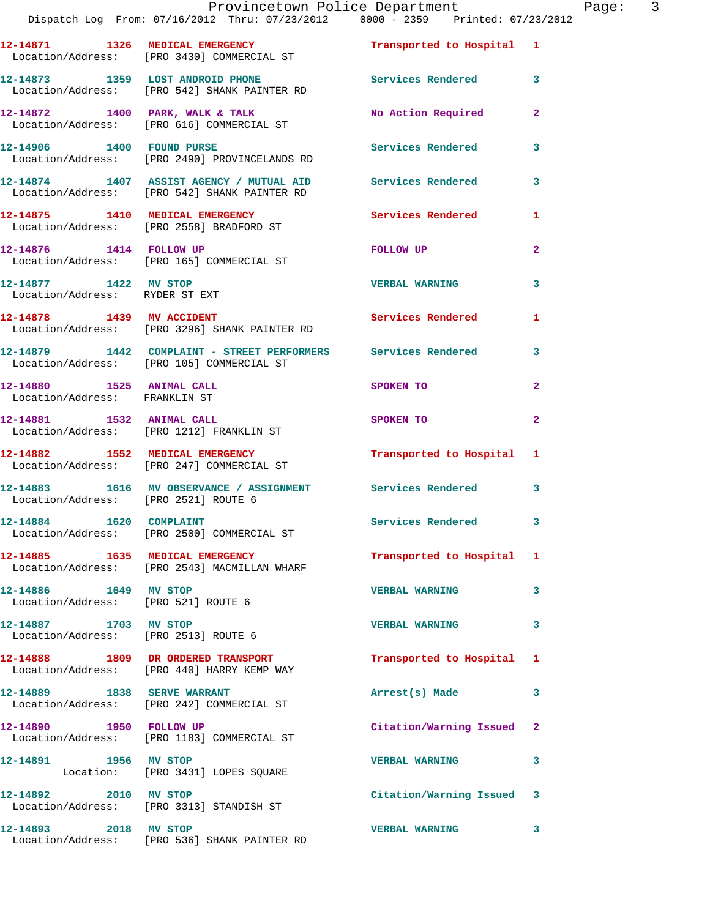12-14871 1326 MEDICAL EMERGENCY Transported to Hospital 1
Location/Address: [PRO 3430] COMMERCIAL ST

12-14873 1359 LOST ANDROID PHONE Services Rendered 3
Location/Address: [PRO 542] SHANK PAINTER RD

12-14872 1400 PARK, WALK & TALK No Action Required 2
Location/Address: [PRO 616] COMMERCIAL ST

12-14906 1400 FOUND PURSE Services Rendered 3
Location/Address: [PRO 2490] PROVINCELANDS RD

12-14874 1407 ASSIST AGENCY / MUTUAL AID Services Rendered 3
Location/Address: [PRO 542] SHANK PAINTER RD

12-14875 1410 MEDICAL EMERGENCY Services Rendered 1
Location/Address: [PRO 2558] BRADFORD ST

12-14876 1414 FOLLOW UP FOLLOW UP 2
Location/Address: [PRO 165] COMMERCIAL ST

12-14877 1422 MV STOP VERBAL WARNING 3
Location/Address: RYDER ST EXT

12-14878 1439 MV ACCIDENT Services Rendered 1
Location/Address: [PRO 3296] SHANK PAINTER RD

12-14879 1442 COMPLAINT - STREET PERFORMERS Services Rendered 3
Location/Address: [PRO 105] COMMERCIAL ST

12-14880 1525 ANIMAL CALL SPOKEN TO 2
Location/Address: FRANKLIN ST

12-14881 1532 ANIMAL CALL SPOKEN TO 2
Location/Address: [PRO 1212] FRANKLIN ST

12-14882 1552 MEDICAL EMERGENCY Transported to Hospital 1
Location/Address: [PRO 247] COMMERCIAL ST

12-14883 1616 MV OBSERVANCE / ASSIGNMENT Services Rendered 3
Location/Address: [PRO 2521] ROUTE 6

12-14884 1620 COMPLAINT Services Rendered 3
Location/Address: [PRO 2500] COMMERCIAL ST

12-14885 1635 MEDICAL EMERGENCY Transported to Hospital 1
Location/Address: [PRO 2543] MACMILLAN WHARF

12-14886 1649 MV STOP VERBAL WARNING 3
Location/Address: [PRO 521] ROUTE 6

12-14887 1703 MV STOP VERBAL WARNING 3
Location/Address: [PRO 2513] ROUTE 6

12-14888 1809 DR ORDERED TRANSPORT Transported to Hospital 1
Location/Address: [PRO 440] HARRY KEMP WAY

12-14889 1838 SERVE WARRANT Arrest(s) Made 3
Location/Address: [PRO 242] COMMERCIAL ST

12-14890 1950 FOLLOW UP Citation/Warning Issued 2
Location/Address: [PRO 1183] COMMERCIAL ST

12-14891 1956 MV STOP VERBAL WARNING 3
Location: [PRO 3431] LOPES SQUARE

12-14892 2010 MV STOP Citation/Warning Issued 3
Location/Address: [PRO 3313] STANDISH ST

12-14893 2018 MV STOP VERBAL WARNING 3
Location/Address: [PRO 536] SHANK PAINTER RD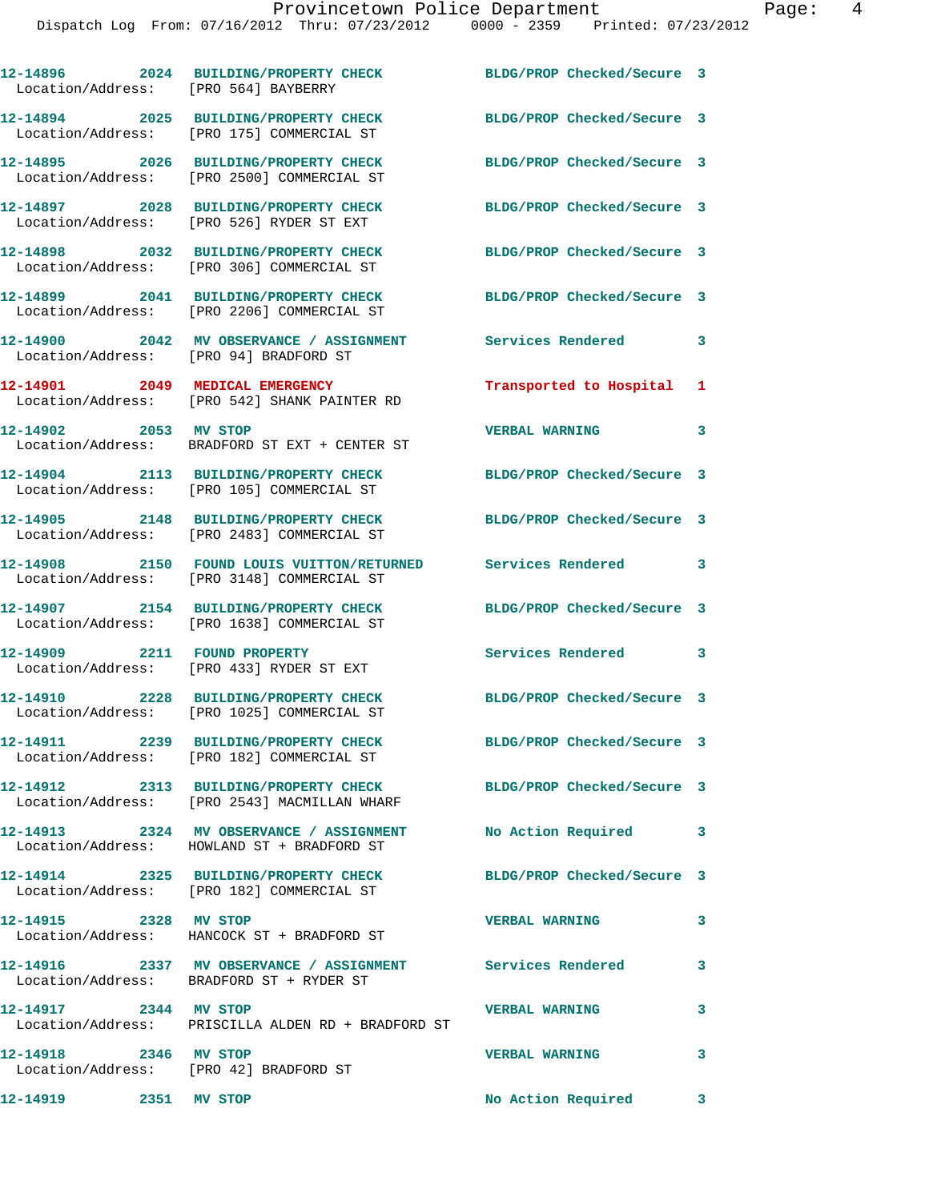12-14896 2024 BUILDING/PROPERTY CHECK BLDG/PROP Checked/Secure 3
Location/Address: [PRO 564] BAYBERRY

12-14894 2025 BUILDING/PROPERTY CHECK BLDG/PROP Checked/Secure 3
Location/Address: [PRO 175] COMMERCIAL ST

12-14895 2026 BUILDING/PROPERTY CHECK BLDG/PROP Checked/Secure 3
Location/Address: [PRO 2500] COMMERCIAL ST

12-14897 2028 BUILDING/PROPERTY CHECK BLDG/PROP Checked/Secure 3
Location/Address: [PRO 526] RYDER ST EXT

12-14898 2032 BUILDING/PROPERTY CHECK BLDG/PROP Checked/Secure 3
Location/Address: [PRO 306] COMMERCIAL ST

12-14899 2041 BUILDING/PROPERTY CHECK BLDG/PROP Checked/Secure 3
Location/Address: [PRO 2206] COMMERCIAL ST

12-14900 2042 MV OBSERVANCE / ASSIGNMENT Services Rendered 3
Location/Address: [PRO 94] BRADFORD ST

12-14901 2049 MEDICAL EMERGENCY Transported to Hospital 1
Location/Address: [PRO 542] SHANK PAINTER RD

12-14902 2053 MV STOP VERBAL WARNING 3
Location/Address: BRADFORD ST EXT + CENTER ST

12-14904 2113 BUILDING/PROPERTY CHECK BLDG/PROP Checked/Secure 3
Location/Address: [PRO 105] COMMERCIAL ST

12-14905 2148 BUILDING/PROPERTY CHECK BLDG/PROP Checked/Secure 3
Location/Address: [PRO 2483] COMMERCIAL ST

12-14908 2150 FOUND LOUIS VUITTON/RETURNED Services Rendered 3
Location/Address: [PRO 3148] COMMERCIAL ST

12-14907 2154 BUILDING/PROPERTY CHECK BLDG/PROP Checked/Secure 3
Location/Address: [PRO 1638] COMMERCIAL ST

12-14909 2211 FOUND PROPERTY Services Rendered 3
Location/Address: [PRO 433] RYDER ST EXT

12-14910 2228 BUILDING/PROPERTY CHECK BLDG/PROP Checked/Secure 3
Location/Address: [PRO 1025] COMMERCIAL ST

12-14911 2239 BUILDING/PROPERTY CHECK BLDG/PROP Checked/Secure 3
Location/Address: [PRO 182] COMMERCIAL ST

12-14912 2313 BUILDING/PROPERTY CHECK BLDG/PROP Checked/Secure 3
Location/Address: [PRO 2543] MACMILLAN WHARF

12-14913 2324 MV OBSERVANCE / ASSIGNMENT No Action Required 3
Location/Address: HOWLAND ST + BRADFORD ST

12-14914 2325 BUILDING/PROPERTY CHECK BLDG/PROP Checked/Secure 3
Location/Address: [PRO 182] COMMERCIAL ST

12-14915 2328 MV STOP VERBAL WARNING 3
Location/Address: HANCOCK ST + BRADFORD ST

12-14916 2337 MV OBSERVANCE / ASSIGNMENT Services Rendered 3
Location/Address: BRADFORD ST + RYDER ST

12-14917 2344 MV STOP VERBAL WARNING 3
Location/Address: PRISCILLA ALDEN RD + BRADFORD ST

12-14918 2346 MV STOP VERBAL WARNING 3
Location/Address: [PRO 42] BRADFORD ST

12-14919 2351 MV STOP No Action Required 3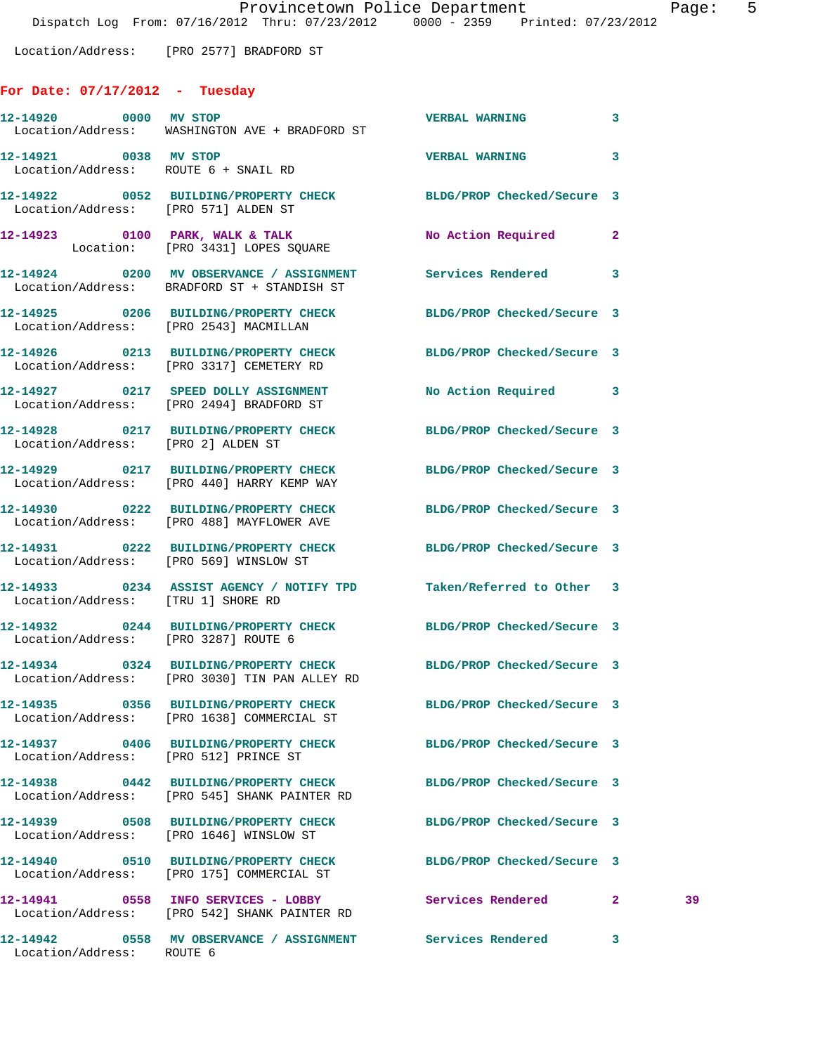Location/Address: [PRO 2577] BRADFORD ST

## For Date: 07/17/2012 - Tuesday

| Call Number | Time | Call Reason | Action | Priority | |
|---|---|---|---|---|---|
| 12-14920 | 0000 | MV STOP | VERBAL WARNING | 3 | |
| Location/Address: WASHINGTON AVE + BRADFORD ST | | | | | |
| 12-14921 | 0038 | MV STOP | VERBAL WARNING | 3 | |
| Location/Address: ROUTE 6 + SNAIL RD | | | | | |
| 12-14922 | 0052 | BUILDING/PROPERTY CHECK | BLDG/PROP Checked/Secure | 3 | |
| Location/Address: [PRO 571] ALDEN ST | | | | | |
| 12-14923 | 0100 | PARK, WALK & TALK | No Action Required | 2 | |
| Location: [PRO 3431] LOPES SQUARE | | | | | |
| 12-14924 | 0200 | MV OBSERVANCE / ASSIGNMENT | Services Rendered | 3 | |
| Location/Address: BRADFORD ST + STANDISH ST | | | | | |
| 12-14925 | 0206 | BUILDING/PROPERTY CHECK | BLDG/PROP Checked/Secure | 3 | |
| Location/Address: [PRO 2543] MACMILLAN | | | | | |
| 12-14926 | 0213 | BUILDING/PROPERTY CHECK | BLDG/PROP Checked/Secure | 3 | |
| Location/Address: [PRO 3317] CEMETERY RD | | | | | |
| 12-14927 | 0217 | SPEED DOLLY ASSIGNMENT | No Action Required | 3 | |
| Location/Address: [PRO 2494] BRADFORD ST | | | | | |
| 12-14928 | 0217 | BUILDING/PROPERTY CHECK | BLDG/PROP Checked/Secure | 3 | |
| Location/Address: [PRO 2] ALDEN ST | | | | | |
| 12-14929 | 0217 | BUILDING/PROPERTY CHECK | BLDG/PROP Checked/Secure | 3 | |
| Location/Address: [PRO 440] HARRY KEMP WAY | | | | | |
| 12-14930 | 0222 | BUILDING/PROPERTY CHECK | BLDG/PROP Checked/Secure | 3 | |
| Location/Address: [PRO 488] MAYFLOWER AVE | | | | | |
| 12-14931 | 0222 | BUILDING/PROPERTY CHECK | BLDG/PROP Checked/Secure | 3 | |
| Location/Address: [PRO 569] WINSLOW ST | | | | | |
| 12-14933 | 0234 | ASSIST AGENCY / NOTIFY TPD | Taken/Referred to Other | 3 | |
| Location/Address: [TRU 1] SHORE RD | | | | | |
| 12-14932 | 0244 | BUILDING/PROPERTY CHECK | BLDG/PROP Checked/Secure | 3 | |
| Location/Address: [PRO 3287] ROUTE 6 | | | | | |
| 12-14934 | 0324 | BUILDING/PROPERTY CHECK | BLDG/PROP Checked/Secure | 3 | |
| Location/Address: [PRO 3030] TIN PAN ALLEY RD | | | | | |
| 12-14935 | 0356 | BUILDING/PROPERTY CHECK | BLDG/PROP Checked/Secure | 3 | |
| Location/Address: [PRO 1638] COMMERCIAL ST | | | | | |
| 12-14937 | 0406 | BUILDING/PROPERTY CHECK | BLDG/PROP Checked/Secure | 3 | |
| Location/Address: [PRO 512] PRINCE ST | | | | | |
| 12-14938 | 0442 | BUILDING/PROPERTY CHECK | BLDG/PROP Checked/Secure | 3 | |
| Location/Address: [PRO 545] SHANK PAINTER RD | | | | | |
| 12-14939 | 0508 | BUILDING/PROPERTY CHECK | BLDG/PROP Checked/Secure | 3 | |
| Location/Address: [PRO 1646] WINSLOW ST | | | | | |
| 12-14940 | 0510 | BUILDING/PROPERTY CHECK | BLDG/PROP Checked/Secure | 3 | |
| Location/Address: [PRO 175] COMMERCIAL ST | | | | | |
| 12-14941 | 0558 | INFO SERVICES - LOBBY | Services Rendered | 2 | 39 |
| Location/Address: [PRO 542] SHANK PAINTER RD | | | | | |
| 12-14942 | 0558 | MV OBSERVANCE / ASSIGNMENT | Services Rendered | 3 | |
| Location/Address: ROUTE 6 | | | | | |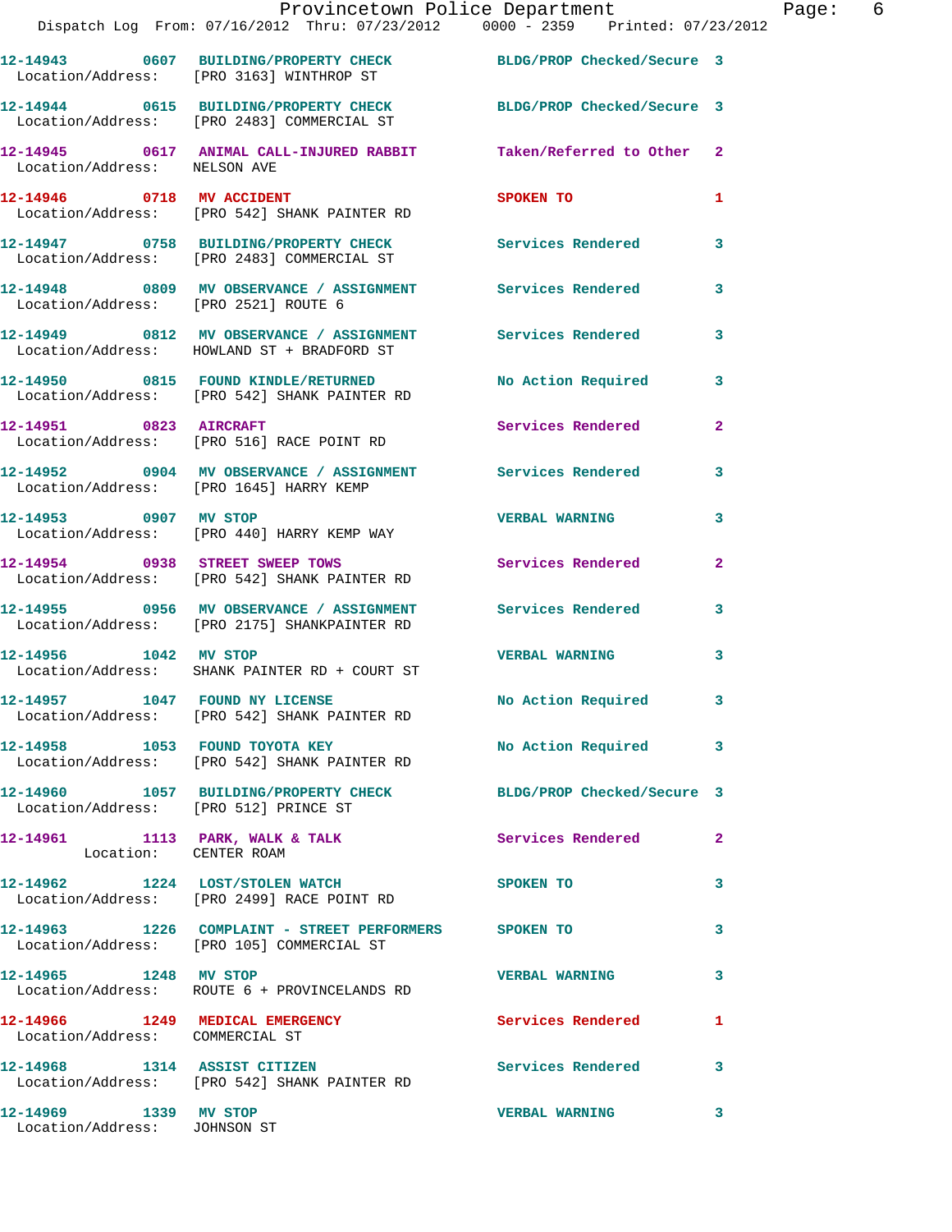| Call Number | Time | Call Reason | Action | Priority |
|---|---|---|---|---|
| 12-14943 | 0607 | BUILDING/PROPERTY CHECK | BLDG/PROP Checked/Secure | 3 |
| Location/Address: | | [PRO 3163] WINTHROP ST | | |
| 12-14944 | 0615 | BUILDING/PROPERTY CHECK | BLDG/PROP Checked/Secure | 3 |
| Location/Address: | | [PRO 2483] COMMERCIAL ST | | |
| 12-14945 | 0617 | ANIMAL CALL-INJURED RABBIT | Taken/Referred to Other | 2 |
| Location/Address: | | NELSON AVE | | |
| 12-14946 | 0718 | MV ACCIDENT | SPOKEN TO | 1 |
| Location/Address: | | [PRO 542] SHANK PAINTER RD | | |
| 12-14947 | 0758 | BUILDING/PROPERTY CHECK | Services Rendered | 3 |
| Location/Address: | | [PRO 2483] COMMERCIAL ST | | |
| 12-14948 | 0809 | MV OBSERVANCE / ASSIGNMENT | Services Rendered | 3 |
| Location/Address: | | [PRO 2521] ROUTE 6 | | |
| 12-14949 | 0812 | MV OBSERVANCE / ASSIGNMENT | Services Rendered | 3 |
| Location/Address: | | HOWLAND ST + BRADFORD ST | | |
| 12-14950 | 0815 | FOUND KINDLE/RETURNED | No Action Required | 3 |
| Location/Address: | | [PRO 542] SHANK PAINTER RD | | |
| 12-14951 | 0823 | AIRCRAFT | Services Rendered | 2 |
| Location/Address: | | [PRO 516] RACE POINT RD | | |
| 12-14952 | 0904 | MV OBSERVANCE / ASSIGNMENT | Services Rendered | 3 |
| Location/Address: | | [PRO 1645] HARRY KEMP | | |
| 12-14953 | 0907 | MV STOP | VERBAL WARNING | 3 |
| Location/Address: | | [PRO 440] HARRY KEMP WAY | | |
| 12-14954 | 0938 | STREET SWEEP TOWS | Services Rendered | 2 |
| Location/Address: | | [PRO 542] SHANK PAINTER RD | | |
| 12-14955 | 0956 | MV OBSERVANCE / ASSIGNMENT | Services Rendered | 3 |
| Location/Address: | | [PRO 2175] SHANKPAINTER RD | | |
| 12-14956 | 1042 | MV STOP | VERBAL WARNING | 3 |
| Location/Address: | | SHANK PAINTER RD + COURT ST | | |
| 12-14957 | 1047 | FOUND NY LICENSE | No Action Required | 3 |
| Location/Address: | | [PRO 542] SHANK PAINTER RD | | |
| 12-14958 | 1053 | FOUND TOYOTA KEY | No Action Required | 3 |
| Location/Address: | | [PRO 542] SHANK PAINTER RD | | |
| 12-14960 | 1057 | BUILDING/PROPERTY CHECK | BLDG/PROP Checked/Secure | 3 |
| Location/Address: | | [PRO 512] PRINCE ST | | |
| 12-14961 | 1113 | PARK, WALK & TALK | Services Rendered | 2 |
| Location: | | CENTER ROAM | | |
| 12-14962 | 1224 | LOST/STOLEN WATCH | SPOKEN TO | 3 |
| Location/Address: | | [PRO 2499] RACE POINT RD | | |
| 12-14963 | 1226 | COMPLAINT - STREET PERFORMERS | SPOKEN TO | 3 |
| Location/Address: | | [PRO 105] COMMERCIAL ST | | |
| 12-14965 | 1248 | MV STOP | VERBAL WARNING | 3 |
| Location/Address: | | ROUTE 6 + PROVINCELANDS RD | | |
| 12-14966 | 1249 | MEDICAL EMERGENCY | Services Rendered | 1 |
| Location/Address: | | COMMERCIAL ST | | |
| 12-14968 | 1314 | ASSIST CITIZEN | Services Rendered | 3 |
| Location/Address: | | [PRO 542] SHANK PAINTER RD | | |
| 12-14969 | 1339 | MV STOP | VERBAL WARNING | 3 |
| Location/Address: | | JOHNSON ST | | |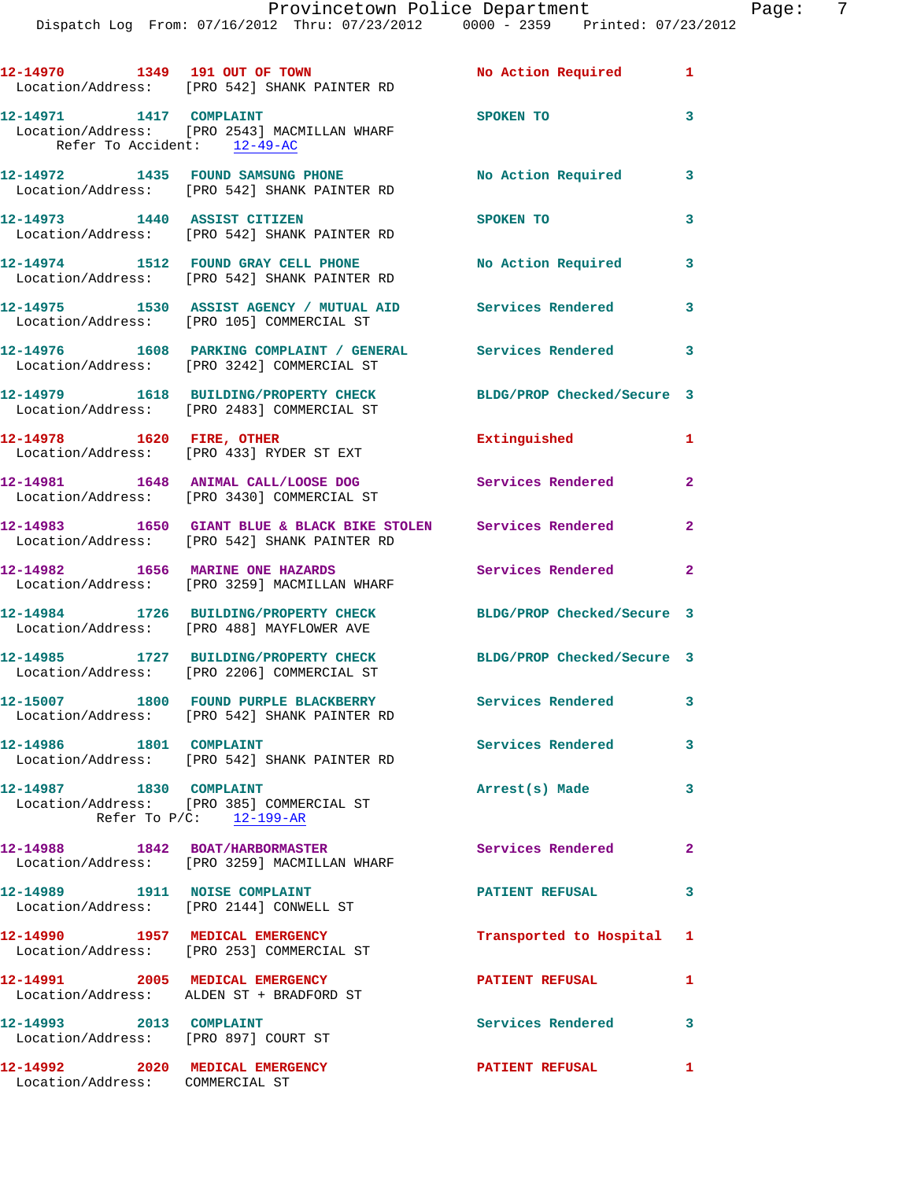12-14970 1349 191 OUT OF TOWN No Action Required 1
Location/Address: [PRO 542] SHANK PAINTER RD

12-14971 1417 COMPLAINT SPOKEN TO 3
Location/Address: [PRO 2543] MACMILLAN WHARF
Refer To Accident: 12-49-AC

12-14972 1435 FOUND SAMSUNG PHONE No Action Required 3
Location/Address: [PRO 542] SHANK PAINTER RD

12-14973 1440 ASSIST CITIZEN SPOKEN TO 3
Location/Address: [PRO 542] SHANK PAINTER RD

12-14974 1512 FOUND GRAY CELL PHONE No Action Required 3
Location/Address: [PRO 542] SHANK PAINTER RD

12-14975 1530 ASSIST AGENCY / MUTUAL AID Services Rendered 3
Location/Address: [PRO 105] COMMERCIAL ST

12-14976 1608 PARKING COMPLAINT / GENERAL Services Rendered 3
Location/Address: [PRO 3242] COMMERCIAL ST

12-14979 1618 BUILDING/PROPERTY CHECK BLDG/PROP Checked/Secure 3
Location/Address: [PRO 2483] COMMERCIAL ST

12-14978 1620 FIRE, OTHER Extinguished 1
Location/Address: [PRO 433] RYDER ST EXT

12-14981 1648 ANIMAL CALL/LOOSE DOG Services Rendered 2
Location/Address: [PRO 3430] COMMERCIAL ST

12-14983 1650 GIANT BLUE & BLACK BIKE STOLEN Services Rendered 2
Location/Address: [PRO 542] SHANK PAINTER RD

12-14982 1656 MARINE ONE HAZARDS Services Rendered 2
Location/Address: [PRO 3259] MACMILLAN WHARF

12-14984 1726 BUILDING/PROPERTY CHECK BLDG/PROP Checked/Secure 3
Location/Address: [PRO 488] MAYFLOWER AVE

12-14985 1727 BUILDING/PROPERTY CHECK BLDG/PROP Checked/Secure 3
Location/Address: [PRO 2206] COMMERCIAL ST

12-15007 1800 FOUND PURPLE BLACKBERRY Services Rendered 3
Location/Address: [PRO 542] SHANK PAINTER RD

12-14986 1801 COMPLAINT Services Rendered 3
Location/Address: [PRO 542] SHANK PAINTER RD

12-14987 1830 COMPLAINT Arrest(s) Made 3
Location/Address: [PRO 385] COMMERCIAL ST
Refer To P/C: 12-199-AR

12-14988 1842 BOAT/HARBORMASTER Services Rendered 2
Location/Address: [PRO 3259] MACMILLAN WHARF

12-14989 1911 NOISE COMPLAINT PATIENT REFUSAL 3
Location/Address: [PRO 2144] CONWELL ST

12-14990 1957 MEDICAL EMERGENCY Transported to Hospital 1
Location/Address: [PRO 253] COMMERCIAL ST

12-14991 2005 MEDICAL EMERGENCY PATIENT REFUSAL 1
Location/Address: ALDEN ST + BRADFORD ST

12-14993 2013 COMPLAINT Services Rendered 3
Location/Address: [PRO 897] COURT ST

12-14992 2020 MEDICAL EMERGENCY PATIENT REFUSAL 1
Location/Address: COMMERCIAL ST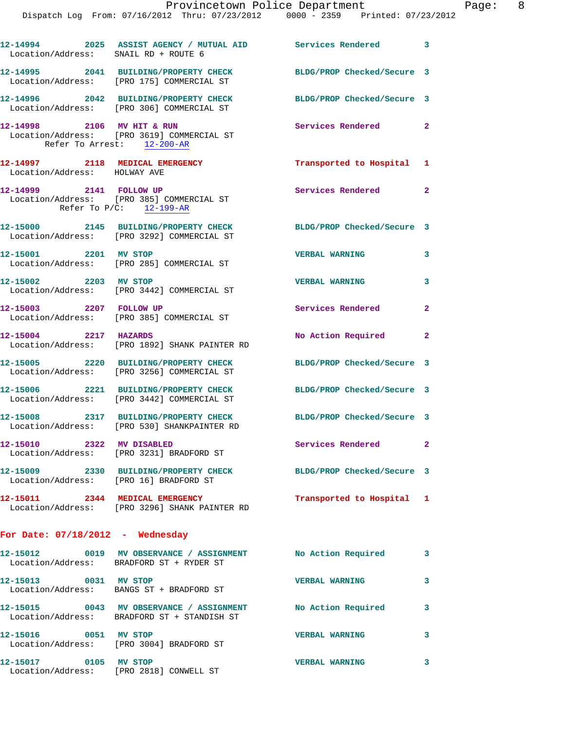12-14994 2025 ASSIST AGENCY / MUTUAL AID Services Rendered 3
Location/Address: SNAIL RD + ROUTE 6

12-14995 2041 BUILDING/PROPERTY CHECK BLDG/PROP Checked/Secure 3
Location/Address: [PRO 175] COMMERCIAL ST

12-14996 2042 BUILDING/PROPERTY CHECK BLDG/PROP Checked/Secure 3
Location/Address: [PRO 306] COMMERCIAL ST

12-14998 2106 MV HIT & RUN Services Rendered 2
Location/Address: [PRO 3619] COMMERCIAL ST
Refer To Arrest: 12-200-AR

12-14997 2118 MEDICAL EMERGENCY Transported to Hospital 1
Location/Address: HOLWAY AVE

12-14999 2141 FOLLOW UP Services Rendered 2
Location/Address: [PRO 385] COMMERCIAL ST
Refer To P/C: 12-199-AR

12-15000 2145 BUILDING/PROPERTY CHECK BLDG/PROP Checked/Secure 3
Location/Address: [PRO 3292] COMMERCIAL ST

12-15001 2201 MV STOP VERBAL WARNING 3
Location/Address: [PRO 285] COMMERCIAL ST

12-15002 2203 MV STOP VERBAL WARNING 3
Location/Address: [PRO 3442] COMMERCIAL ST

12-15003 2207 FOLLOW UP Services Rendered 2
Location/Address: [PRO 385] COMMERCIAL ST

12-15004 2217 HAZARDS No Action Required 2
Location/Address: [PRO 1892] SHANK PAINTER RD

12-15005 2220 BUILDING/PROPERTY CHECK BLDG/PROP Checked/Secure 3
Location/Address: [PRO 3256] COMMERCIAL ST

12-15006 2221 BUILDING/PROPERTY CHECK BLDG/PROP Checked/Secure 3
Location/Address: [PRO 3442] COMMERCIAL ST

12-15008 2317 BUILDING/PROPERTY CHECK BLDG/PROP Checked/Secure 3
Location/Address: [PRO 530] SHANKPAINTER RD

12-15010 2322 MV DISABLED Services Rendered 2
Location/Address: [PRO 3231] BRADFORD ST

12-15009 2330 BUILDING/PROPERTY CHECK BLDG/PROP Checked/Secure 3
Location/Address: [PRO 16] BRADFORD ST

12-15011 2344 MEDICAL EMERGENCY Transported to Hospital 1
Location/Address: [PRO 3296] SHANK PAINTER RD

## For Date: 07/18/2012 - Wednesday

12-15012 0019 MV OBSERVANCE / ASSIGNMENT No Action Required 3
Location/Address: BRADFORD ST + RYDER ST

12-15013 0031 MV STOP VERBAL WARNING 3
Location/Address: BANGS ST + BRADFORD ST

12-15015 0043 MV OBSERVANCE / ASSIGNMENT No Action Required 3
Location/Address: BRADFORD ST + STANDISH ST

12-15016 0051 MV STOP VERBAL WARNING 3
Location/Address: [PRO 3004] BRADFORD ST

12-15017 0105 MV STOP VERBAL WARNING 3
Location/Address: [PRO 2818] CONWELL ST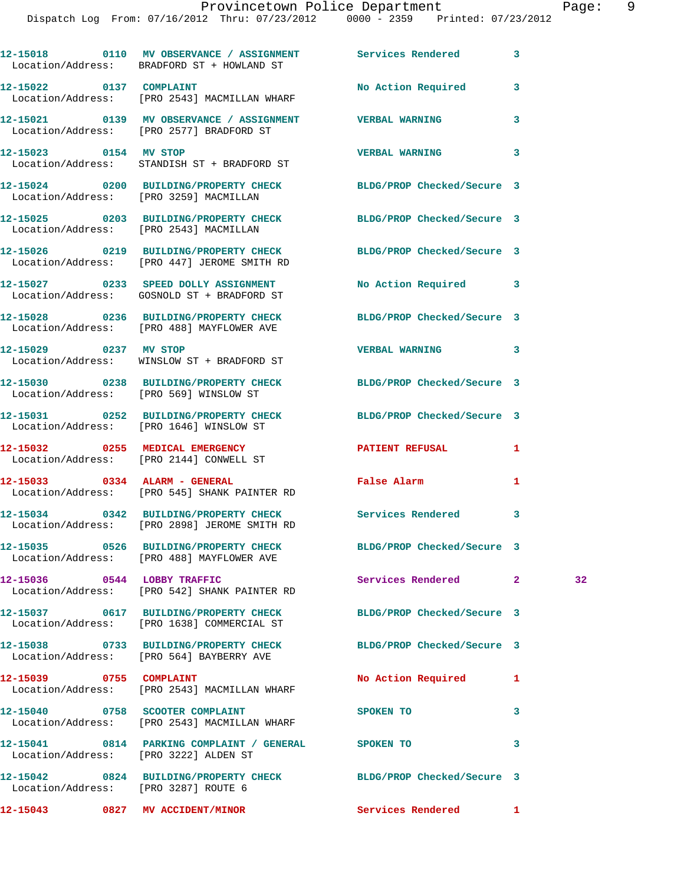12-15018 0110 MV OBSERVANCE / ASSIGNMENT Services Rendered 3
Location/Address: BRADFORD ST + HOWLAND ST

12-15022 0137 COMPLAINT No Action Required 3
Location/Address: [PRO 2543] MACMILLAN WHARF

12-15021 0139 MV OBSERVANCE / ASSIGNMENT VERBAL WARNING 3
Location/Address: [PRO 2577] BRADFORD ST

12-15023 0154 MV STOP VERBAL WARNING 3
Location/Address: STANDISH ST + BRADFORD ST

12-15024 0200 BUILDING/PROPERTY CHECK BLDG/PROP Checked/Secure 3
Location/Address: [PRO 3259] MACMILLAN

12-15025 0203 BUILDING/PROPERTY CHECK BLDG/PROP Checked/Secure 3
Location/Address: [PRO 2543] MACMILLAN

12-15026 0219 BUILDING/PROPERTY CHECK BLDG/PROP Checked/Secure 3
Location/Address: [PRO 447] JEROME SMITH RD

12-15027 0233 SPEED DOLLY ASSIGNMENT No Action Required 3
Location/Address: GOSNOLD ST + BRADFORD ST

12-15028 0236 BUILDING/PROPERTY CHECK BLDG/PROP Checked/Secure 3
Location/Address: [PRO 488] MAYFLOWER AVE

12-15029 0237 MV STOP VERBAL WARNING 3
Location/Address: WINSLOW ST + BRADFORD ST

12-15030 0238 BUILDING/PROPERTY CHECK BLDG/PROP Checked/Secure 3
Location/Address: [PRO 569] WINSLOW ST

12-15031 0252 BUILDING/PROPERTY CHECK BLDG/PROP Checked/Secure 3
Location/Address: [PRO 1646] WINSLOW ST

12-15032 0255 MEDICAL EMERGENCY PATIENT REFUSAL 1
Location/Address: [PRO 2144] CONWELL ST

12-15033 0334 ALARM - GENERAL False Alarm 1
Location/Address: [PRO 545] SHANK PAINTER RD

12-15034 0342 BUILDING/PROPERTY CHECK Services Rendered 3
Location/Address: [PRO 2898] JEROME SMITH RD

12-15035 0526 BUILDING/PROPERTY CHECK BLDG/PROP Checked/Secure 3
Location/Address: [PRO 488] MAYFLOWER AVE

12-15036 0544 LOBBY TRAFFIC Services Rendered 2 32
Location/Address: [PRO 542] SHANK PAINTER RD

12-15037 0617 BUILDING/PROPERTY CHECK BLDG/PROP Checked/Secure 3
Location/Address: [PRO 1638] COMMERCIAL ST

12-15038 0733 BUILDING/PROPERTY CHECK BLDG/PROP Checked/Secure 3
Location/Address: [PRO 564] BAYBERRY AVE

12-15039 0755 COMPLAINT No Action Required 1
Location/Address: [PRO 2543] MACMILLAN WHARF

12-15040 0758 SCOOTER COMPLAINT SPOKEN TO 3
Location/Address: [PRO 2543] MACMILLAN WHARF

12-15041 0814 PARKING COMPLAINT / GENERAL SPOKEN TO 3
Location/Address: [PRO 3222] ALDEN ST

12-15042 0824 BUILDING/PROPERTY CHECK BLDG/PROP Checked/Secure 3
Location/Address: [PRO 3287] ROUTE 6

12-15043 0827 MV ACCIDENT/MINOR Services Rendered 1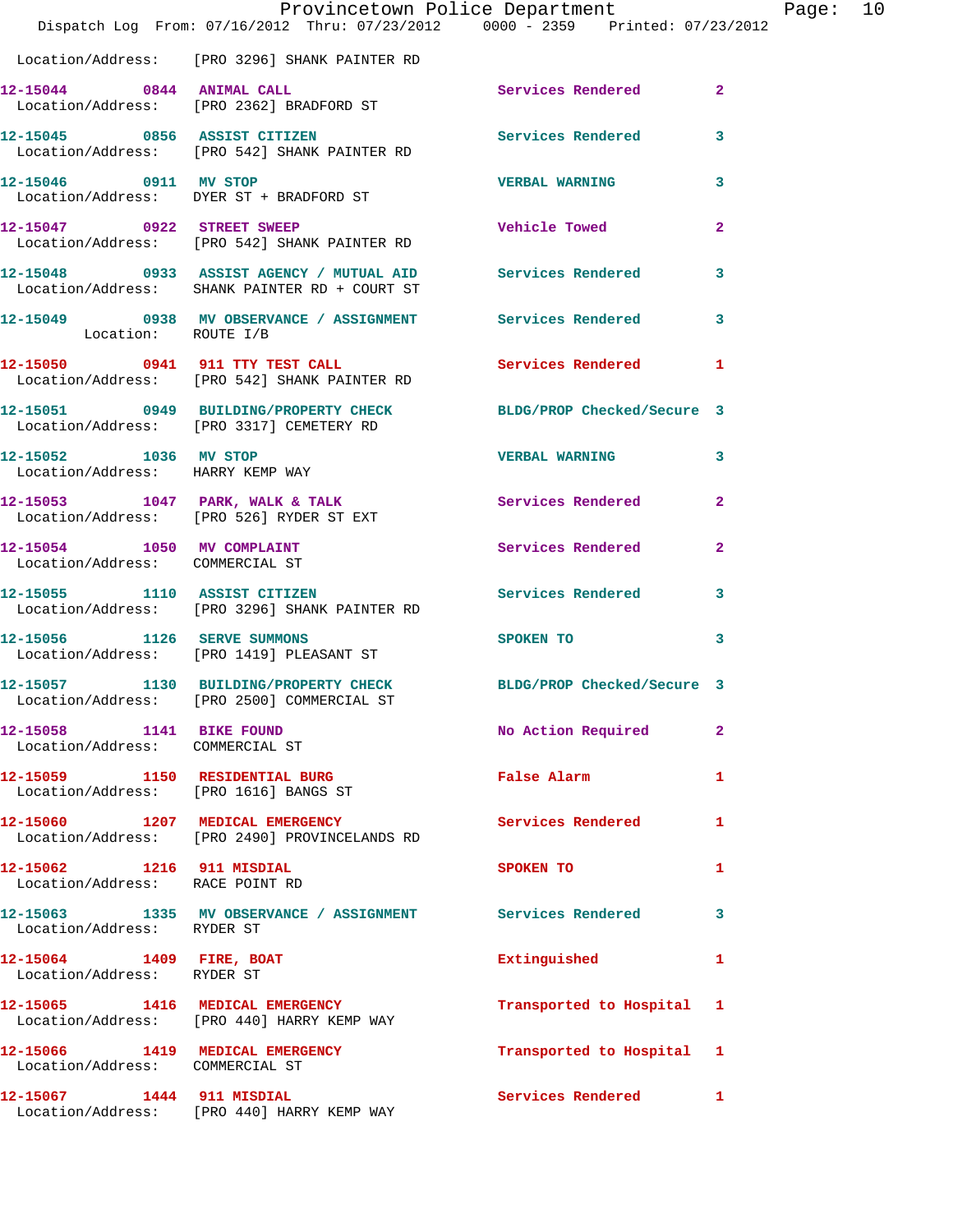Location/Address: [PRO 3296] SHANK PAINTER RD

| Call # | Time | Call Type | Disposition | Priority |
|---|---|---|---|---|
| 12-15044 | 0844 | ANIMAL CALL | Services Rendered | 2 |
| | | Location/Address: [PRO 2362] BRADFORD ST | | |
| 12-15045 | 0856 | ASSIST CITIZEN | Services Rendered | 3 |
| | | Location/Address: [PRO 542] SHANK PAINTER RD | | |
| 12-15046 | 0911 | MV STOP | VERBAL WARNING | 3 |
| | | Location/Address: DYER ST + BRADFORD ST | | |
| 12-15047 | 0922 | STREET SWEEP | Vehicle Towed | 2 |
| | | Location/Address: [PRO 542] SHANK PAINTER RD | | |
| 12-15048 | 0933 | ASSIST AGENCY / MUTUAL AID | Services Rendered | 3 |
| | | Location/Address: SHANK PAINTER RD + COURT ST | | |
| 12-15049 | 0938 | MV OBSERVANCE / ASSIGNMENT | Services Rendered | 3 |
| | | Location: ROUTE I/B | | |
| 12-15050 | 0941 | 911 TTY TEST CALL | Services Rendered | 1 |
| | | Location/Address: [PRO 542] SHANK PAINTER RD | | |
| 12-15051 | 0949 | BUILDING/PROPERTY CHECK | BLDG/PROP Checked/Secure | 3 |
| | | Location/Address: [PRO 3317] CEMETERY RD | | |
| 12-15052 | 1036 | MV STOP | VERBAL WARNING | 3 |
| | | Location/Address: HARRY KEMP WAY | | |
| 12-15053 | 1047 | PARK, WALK & TALK | Services Rendered | 2 |
| | | Location/Address: [PRO 526] RYDER ST EXT | | |
| 12-15054 | 1050 | MV COMPLAINT | Services Rendered | 2 |
| | | Location/Address: COMMERCIAL ST | | |
| 12-15055 | 1110 | ASSIST CITIZEN | Services Rendered | 3 |
| | | Location/Address: [PRO 3296] SHANK PAINTER RD | | |
| 12-15056 | 1126 | SERVE SUMMONS | SPOKEN TO | 3 |
| | | Location/Address: [PRO 1419] PLEASANT ST | | |
| 12-15057 | 1130 | BUILDING/PROPERTY CHECK | BLDG/PROP Checked/Secure | 3 |
| | | Location/Address: [PRO 2500] COMMERCIAL ST | | |
| 12-15058 | 1141 | BIKE FOUND | No Action Required | 2 |
| | | Location/Address: COMMERCIAL ST | | |
| 12-15059 | 1150 | RESIDENTIAL BURG | False Alarm | 1 |
| | | Location/Address: [PRO 1616] BANGS ST | | |
| 12-15060 | 1207 | MEDICAL EMERGENCY | Services Rendered | 1 |
| | | Location/Address: [PRO 2490] PROVINCELANDS RD | | |
| 12-15062 | 1216 | 911 MISDIAL | SPOKEN TO | 1 |
| | | Location/Address: RACE POINT RD | | |
| 12-15063 | 1335 | MV OBSERVANCE / ASSIGNMENT | Services Rendered | 3 |
| | | Location/Address: RYDER ST | | |
| 12-15064 | 1409 | FIRE, BOAT | Extinguished | 1 |
| | | Location/Address: RYDER ST | | |
| 12-15065 | 1416 | MEDICAL EMERGENCY | Transported to Hospital | 1 |
| | | Location/Address: [PRO 440] HARRY KEMP WAY | | |
| 12-15066 | 1419 | MEDICAL EMERGENCY | Transported to Hospital | 1 |
| | | Location/Address: COMMERCIAL ST | | |
| 12-15067 | 1444 | 911 MISDIAL | Services Rendered | 1 |
| | | Location/Address: [PRO 440] HARRY KEMP WAY | | |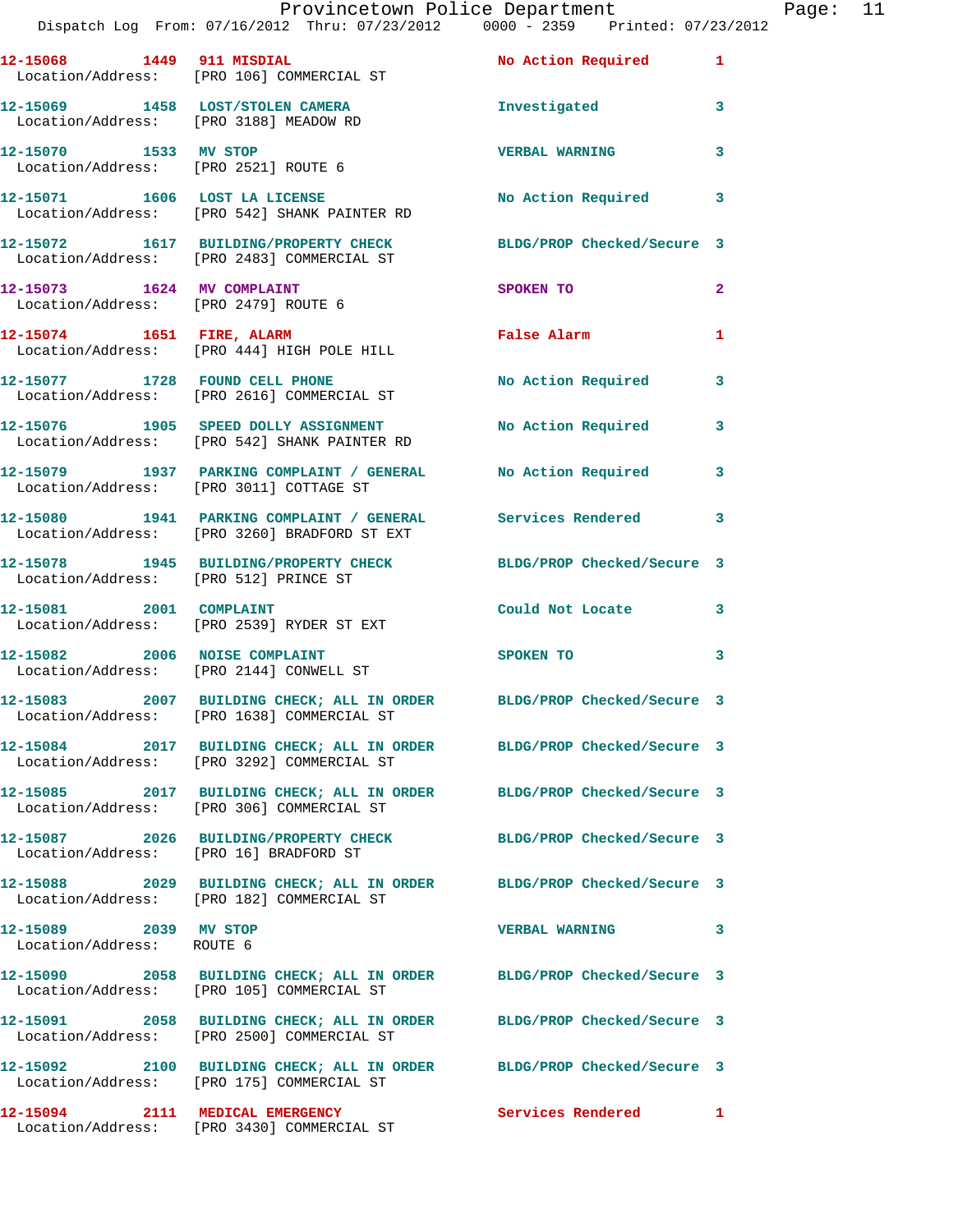12-15068 1449 911 MISDIAL No Action Required 1
Location/Address: [PRO 106] COMMERCIAL ST

12-15069 1458 LOST/STOLEN CAMERA Investigated 3
Location/Address: [PRO 3188] MEADOW RD

12-15070 1533 MV STOP VERBAL WARNING 3
Location/Address: [PRO 2521] ROUTE 6

12-15071 1606 LOST LA LICENSE No Action Required 3
Location/Address: [PRO 542] SHANK PAINTER RD

12-15072 1617 BUILDING/PROPERTY CHECK BLDG/PROP Checked/Secure 3
Location/Address: [PRO 2483] COMMERCIAL ST

12-15073 1624 MV COMPLAINT SPOKEN TO 2
Location/Address: [PRO 2479] ROUTE 6

12-15074 1651 FIRE, ALARM False Alarm 1
Location/Address: [PRO 444] HIGH POLE HILL

12-15077 1728 FOUND CELL PHONE No Action Required 3
Location/Address: [PRO 2616] COMMERCIAL ST

12-15076 1905 SPEED DOLLY ASSIGNMENT No Action Required 3
Location/Address: [PRO 542] SHANK PAINTER RD

12-15079 1937 PARKING COMPLAINT / GENERAL No Action Required 3
Location/Address: [PRO 3011] COTTAGE ST

12-15080 1941 PARKING COMPLAINT / GENERAL Services Rendered 3
Location/Address: [PRO 3260] BRADFORD ST EXT

12-15078 1945 BUILDING/PROPERTY CHECK BLDG/PROP Checked/Secure 3
Location/Address: [PRO 512] PRINCE ST

12-15081 2001 COMPLAINT Could Not Locate 3
Location/Address: [PRO 2539] RYDER ST EXT

12-15082 2006 NOISE COMPLAINT SPOKEN TO 3
Location/Address: [PRO 2144] CONWELL ST

12-15083 2007 BUILDING CHECK; ALL IN ORDER BLDG/PROP Checked/Secure 3
Location/Address: [PRO 1638] COMMERCIAL ST

12-15084 2017 BUILDING CHECK; ALL IN ORDER BLDG/PROP Checked/Secure 3
Location/Address: [PRO 3292] COMMERCIAL ST

12-15085 2017 BUILDING CHECK; ALL IN ORDER BLDG/PROP Checked/Secure 3
Location/Address: [PRO 306] COMMERCIAL ST

12-15087 2026 BUILDING/PROPERTY CHECK BLDG/PROP Checked/Secure 3
Location/Address: [PRO 16] BRADFORD ST

12-15088 2029 BUILDING CHECK; ALL IN ORDER BLDG/PROP Checked/Secure 3
Location/Address: [PRO 182] COMMERCIAL ST

12-15089 2039 MV STOP VERBAL WARNING 3
Location/Address: ROUTE 6

12-15090 2058 BUILDING CHECK; ALL IN ORDER BLDG/PROP Checked/Secure 3
Location/Address: [PRO 105] COMMERCIAL ST

12-15091 2058 BUILDING CHECK; ALL IN ORDER BLDG/PROP Checked/Secure 3
Location/Address: [PRO 2500] COMMERCIAL ST

12-15092 2100 BUILDING CHECK; ALL IN ORDER BLDG/PROP Checked/Secure 3
Location/Address: [PRO 175] COMMERCIAL ST

12-15094 2111 MEDICAL EMERGENCY Services Rendered 1
Location/Address: [PRO 3430] COMMERCIAL ST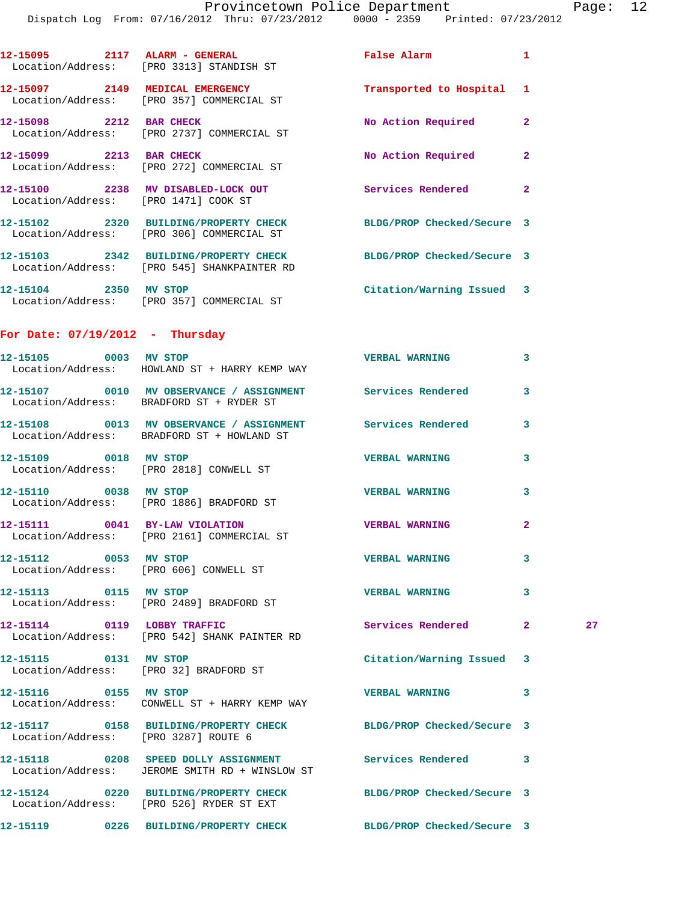12-15095 2117 ALARM - GENERAL False Alarm 1
Location/Address: [PRO 3313] STANDISH ST

12-15097 2149 MEDICAL EMERGENCY Transported to Hospital 1
Location/Address: [PRO 357] COMMERCIAL ST

12-15098 2212 BAR CHECK No Action Required 2
Location/Address: [PRO 2737] COMMERCIAL ST

12-15099 2213 BAR CHECK No Action Required 2
Location/Address: [PRO 272] COMMERCIAL ST

12-15100 2238 MV DISABLED-LOCK OUT Services Rendered 2
Location/Address: [PRO 1471] COOK ST

12-15102 2320 BUILDING/PROPERTY CHECK BLDG/PROP Checked/Secure 3
Location/Address: [PRO 306] COMMERCIAL ST

12-15103 2342 BUILDING/PROPERTY CHECK BLDG/PROP Checked/Secure 3
Location/Address: [PRO 545] SHANKPAINTER RD

12-15104 2350 MV STOP Citation/Warning Issued 3
Location/Address: [PRO 357] COMMERCIAL ST

## For Date: 07/19/2012 - Thursday

12-15105 0003 MV STOP VERBAL WARNING 3
Location/Address: HOWLAND ST + HARRY KEMP WAY

12-15107 0010 MV OBSERVANCE / ASSIGNMENT Services Rendered 3
Location/Address: BRADFORD ST + RYDER ST

12-15108 0013 MV OBSERVANCE / ASSIGNMENT Services Rendered 3
Location/Address: BRADFORD ST + HOWLAND ST

12-15109 0018 MV STOP VERBAL WARNING 3
Location/Address: [PRO 2818] CONWELL ST

12-15110 0038 MV STOP VERBAL WARNING 3
Location/Address: [PRO 1886] BRADFORD ST

12-15111 0041 BY-LAW VIOLATION VERBAL WARNING 2
Location/Address: [PRO 2161] COMMERCIAL ST

12-15112 0053 MV STOP VERBAL WARNING 3
Location/Address: [PRO 606] CONWELL ST

12-15113 0115 MV STOP VERBAL WARNING 3
Location/Address: [PRO 2489] BRADFORD ST

12-15114 0119 LOBBY TRAFFIC Services Rendered 2 27
Location/Address: [PRO 542] SHANK PAINTER RD

12-15115 0131 MV STOP Citation/Warning Issued 3
Location/Address: [PRO 32] BRADFORD ST

12-15116 0155 MV STOP VERBAL WARNING 3
Location/Address: CONWELL ST + HARRY KEMP WAY

12-15117 0158 BUILDING/PROPERTY CHECK BLDG/PROP Checked/Secure 3
Location/Address: [PRO 3287] ROUTE 6

12-15118 0208 SPEED DOLLY ASSIGNMENT Services Rendered 3
Location/Address: JEROME SMITH RD + WINSLOW ST

12-15124 0220 BUILDING/PROPERTY CHECK BLDG/PROP Checked/Secure 3
Location/Address: [PRO 526] RYDER ST EXT

12-15119 0226 BUILDING/PROPERTY CHECK BLDG/PROP Checked/Secure 3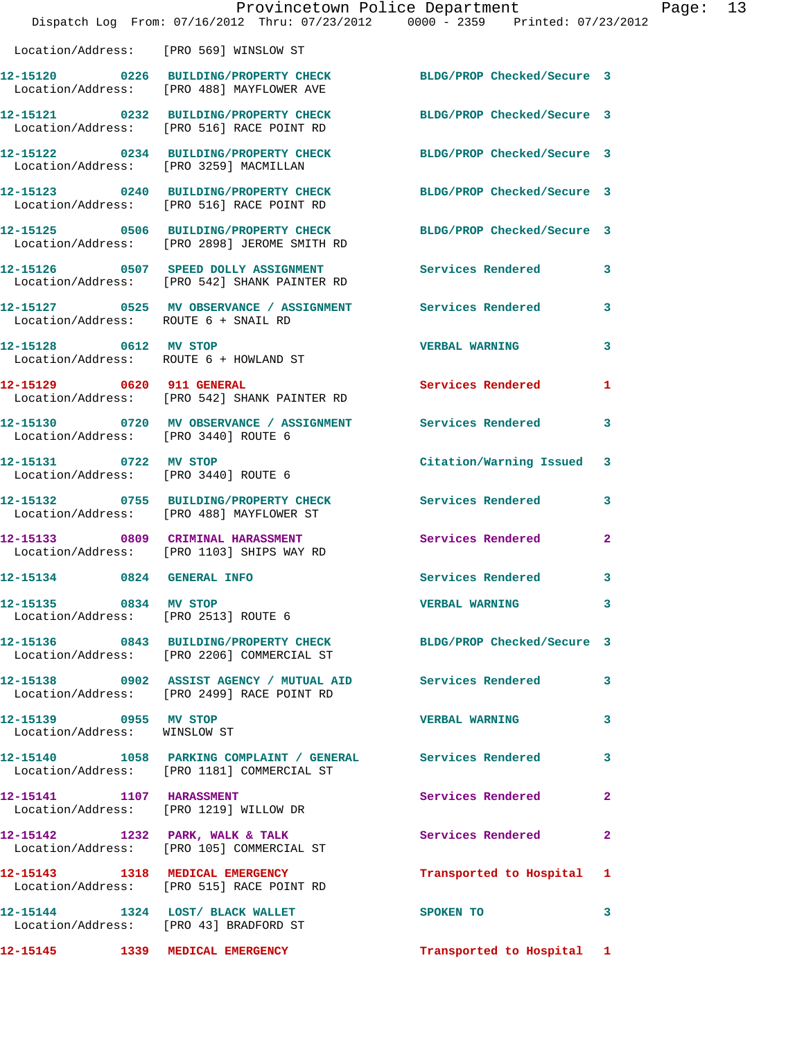Location/Address: [PRO 569] WINSLOW ST

| Call # | Time | Call Reason | Action | Priority |
|---|---|---|---|---|
| 12-15120 | 0226 | BUILDING/PROPERTY CHECK | BLDG/PROP Checked/Secure | 3 |

Location/Address: [PRO 488] MAYFLOWER AVE

| Call # | Time | Call Reason | Action | Priority |
|---|---|---|---|---|
| 12-15121 | 0232 | BUILDING/PROPERTY CHECK | BLDG/PROP Checked/Secure | 3 |

Location/Address: [PRO 516] RACE POINT RD

| Call # | Time | Call Reason | Action | Priority |
|---|---|---|---|---|
| 12-15122 | 0234 | BUILDING/PROPERTY CHECK | BLDG/PROP Checked/Secure | 3 |

Location/Address: [PRO 3259] MACMILLAN

| Call # | Time | Call Reason | Action | Priority |
|---|---|---|---|---|
| 12-15123 | 0240 | BUILDING/PROPERTY CHECK | BLDG/PROP Checked/Secure | 3 |

Location/Address: [PRO 516] RACE POINT RD

| Call # | Time | Call Reason | Action | Priority |
|---|---|---|---|---|
| 12-15125 | 0506 | BUILDING/PROPERTY CHECK | BLDG/PROP Checked/Secure | 3 |

Location/Address: [PRO 2898] JEROME SMITH RD

| Call # | Time | Call Reason | Action | Priority |
|---|---|---|---|---|
| 12-15126 | 0507 | SPEED DOLLY ASSIGNMENT | Services Rendered | 3 |

Location/Address: [PRO 542] SHANK PAINTER RD

| Call # | Time | Call Reason | Action | Priority |
|---|---|---|---|---|
| 12-15127 | 0525 | MV OBSERVANCE / ASSIGNMENT | Services Rendered | 3 |

Location/Address: ROUTE 6 + SNAIL RD

| Call # | Time | Call Reason | Action | Priority |
|---|---|---|---|---|
| 12-15128 | 0612 | MV STOP | VERBAL WARNING | 3 |

Location/Address: ROUTE 6 + HOWLAND ST

| Call # | Time | Call Reason | Action | Priority |
|---|---|---|---|---|
| 12-15129 | 0620 | 911 GENERAL | Services Rendered | 1 |

Location/Address: [PRO 542] SHANK PAINTER RD

| Call # | Time | Call Reason | Action | Priority |
|---|---|---|---|---|
| 12-15130 | 0720 | MV OBSERVANCE / ASSIGNMENT | Services Rendered | 3 |

Location/Address: [PRO 3440] ROUTE 6

| Call # | Time | Call Reason | Action | Priority |
|---|---|---|---|---|
| 12-15131 | 0722 | MV STOP | Citation/Warning Issued | 3 |

Location/Address: [PRO 3440] ROUTE 6

| Call # | Time | Call Reason | Action | Priority |
|---|---|---|---|---|
| 12-15132 | 0755 | BUILDING/PROPERTY CHECK | Services Rendered | 3 |

Location/Address: [PRO 488] MAYFLOWER ST

| Call # | Time | Call Reason | Action | Priority |
|---|---|---|---|---|
| 12-15133 | 0809 | CRIMINAL HARASSMENT | Services Rendered | 2 |

Location/Address: [PRO 1103] SHIPS WAY RD

| Call # | Time | Call Reason | Action | Priority |
|---|---|---|---|---|
| 12-15134 | 0824 | GENERAL INFO | Services Rendered | 3 |
| 12-15135 | 0834 | MV STOP | VERBAL WARNING | 3 |

Location/Address: [PRO 2513] ROUTE 6

| Call # | Time | Call Reason | Action | Priority |
|---|---|---|---|---|
| 12-15136 | 0843 | BUILDING/PROPERTY CHECK | BLDG/PROP Checked/Secure | 3 |

Location/Address: [PRO 2206] COMMERCIAL ST

| Call # | Time | Call Reason | Action | Priority |
|---|---|---|---|---|
| 12-15138 | 0902 | ASSIST AGENCY / MUTUAL AID | Services Rendered | 3 |

Location/Address: [PRO 2499] RACE POINT RD

| Call # | Time | Call Reason | Action | Priority |
|---|---|---|---|---|
| 12-15139 | 0955 | MV STOP | VERBAL WARNING | 3 |

Location/Address: WINSLOW ST

| Call # | Time | Call Reason | Action | Priority |
|---|---|---|---|---|
| 12-15140 | 1058 | PARKING COMPLAINT / GENERAL | Services Rendered | 3 |

Location/Address: [PRO 1181] COMMERCIAL ST

| Call # | Time | Call Reason | Action | Priority |
|---|---|---|---|---|
| 12-15141 | 1107 | HARASSMENT | Services Rendered | 2 |

Location/Address: [PRO 1219] WILLOW DR

| Call # | Time | Call Reason | Action | Priority |
|---|---|---|---|---|
| 12-15142 | 1232 | PARK, WALK & TALK | Services Rendered | 2 |

Location/Address: [PRO 105] COMMERCIAL ST

| Call # | Time | Call Reason | Action | Priority |
|---|---|---|---|---|
| 12-15143 | 1318 | MEDICAL EMERGENCY | Transported to Hospital | 1 |

Location/Address: [PRO 515] RACE POINT RD

| Call # | Time | Call Reason | Action | Priority |
|---|---|---|---|---|
| 12-15144 | 1324 | LOST/ BLACK WALLET | SPOKEN TO | 3 |

Location/Address: [PRO 43] BRADFORD ST

| Call # | Time | Call Reason | Action | Priority |
|---|---|---|---|---|
| 12-15145 | 1339 | MEDICAL EMERGENCY | Transported to Hospital | 1 |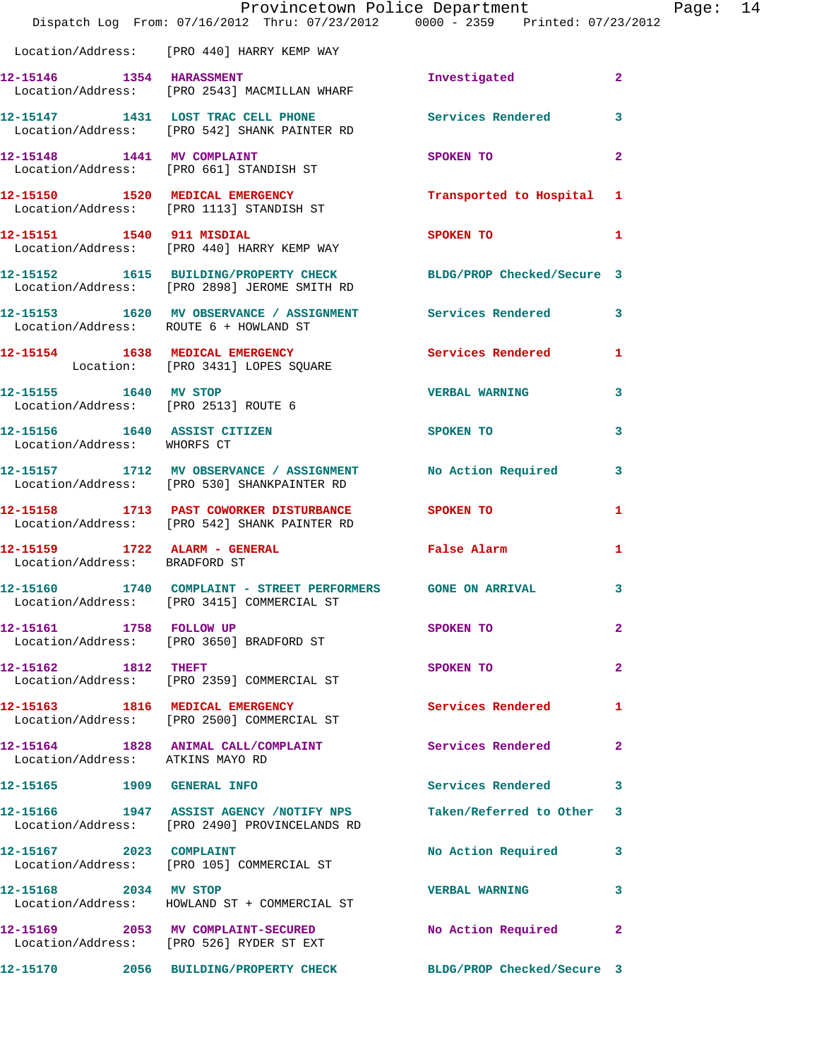Location/Address: [PRO 440] HARRY KEMP WAY

| Call Number | Time | Call Reason | Action | Priority |
|---|---|---|---|---|
| 12-15146 | 1354 | HARASSMENT | Investigated | 2 |
| | | Location/Address: [PRO 2543] MACMILLAN WHARF | | |
| 12-15147 | 1431 | LOST TRAC CELL PHONE | Services Rendered | 3 |
| | | Location/Address: [PRO 542] SHANK PAINTER RD | | |
| 12-15148 | 1441 | MV COMPLAINT | SPOKEN TO | 2 |
| | | Location/Address: [PRO 661] STANDISH ST | | |
| 12-15150 | 1520 | MEDICAL EMERGENCY | Transported to Hospital | 1 |
| | | Location/Address: [PRO 1113] STANDISH ST | | |
| 12-15151 | 1540 | 911 MISDIAL | SPOKEN TO | 1 |
| | | Location/Address: [PRO 440] HARRY KEMP WAY | | |
| 12-15152 | 1615 | BUILDING/PROPERTY CHECK | BLDG/PROP Checked/Secure | 3 |
| | | Location/Address: [PRO 2898] JEROME SMITH RD | | |
| 12-15153 | 1620 | MV OBSERVANCE / ASSIGNMENT | Services Rendered | 3 |
| | | Location/Address: ROUTE 6 + HOWLAND ST | | |
| 12-15154 | 1638 | MEDICAL EMERGENCY | Services Rendered | 1 |
| | | Location: [PRO 3431] LOPES SQUARE | | |
| 12-15155 | 1640 | MV STOP | VERBAL WARNING | 3 |
| | | Location/Address: [PRO 2513] ROUTE 6 | | |
| 12-15156 | 1640 | ASSIST CITIZEN | SPOKEN TO | 3 |
| | | Location/Address: WHORFS CT | | |
| 12-15157 | 1712 | MV OBSERVANCE / ASSIGNMENT | No Action Required | 3 |
| | | Location/Address: [PRO 530] SHANKPAINTER RD | | |
| 12-15158 | 1713 | PAST COWORKER DISTURBANCE | SPOKEN TO | 1 |
| | | Location/Address: [PRO 542] SHANK PAINTER RD | | |
| 12-15159 | 1722 | ALARM - GENERAL | False Alarm | 1 |
| | | Location/Address: BRADFORD ST | | |
| 12-15160 | 1740 | COMPLAINT - STREET PERFORMERS | GONE ON ARRIVAL | 3 |
| | | Location/Address: [PRO 3415] COMMERCIAL ST | | |
| 12-15161 | 1758 | FOLLOW UP | SPOKEN TO | 2 |
| | | Location/Address: [PRO 3650] BRADFORD ST | | |
| 12-15162 | 1812 | THEFT | SPOKEN TO | 2 |
| | | Location/Address: [PRO 2359] COMMERCIAL ST | | |
| 12-15163 | 1816 | MEDICAL EMERGENCY | Services Rendered | 1 |
| | | Location/Address: [PRO 2500] COMMERCIAL ST | | |
| 12-15164 | 1828 | ANIMAL CALL/COMPLAINT | Services Rendered | 2 |
| | | Location/Address: ATKINS MAYO RD | | |
| 12-15165 | 1909 | GENERAL INFO | Services Rendered | 3 |
| 12-15166 | 1947 | ASSIST AGENCY /NOTIFY NPS | Taken/Referred to Other | 3 |
| | | Location/Address: [PRO 2490] PROVINCELANDS RD | | |
| 12-15167 | 2023 | COMPLAINT | No Action Required | 3 |
| | | Location/Address: [PRO 105] COMMERCIAL ST | | |
| 12-15168 | 2034 | MV STOP | VERBAL WARNING | 3 |
| | | Location/Address: HOWLAND ST + COMMERCIAL ST | | |
| 12-15169 | 2053 | MV COMPLAINT-SECURED | No Action Required | 2 |
| | | Location/Address: [PRO 526] RYDER ST EXT | | |
| 12-15170 | 2056 | BUILDING/PROPERTY CHECK | BLDG/PROP Checked/Secure | 3 |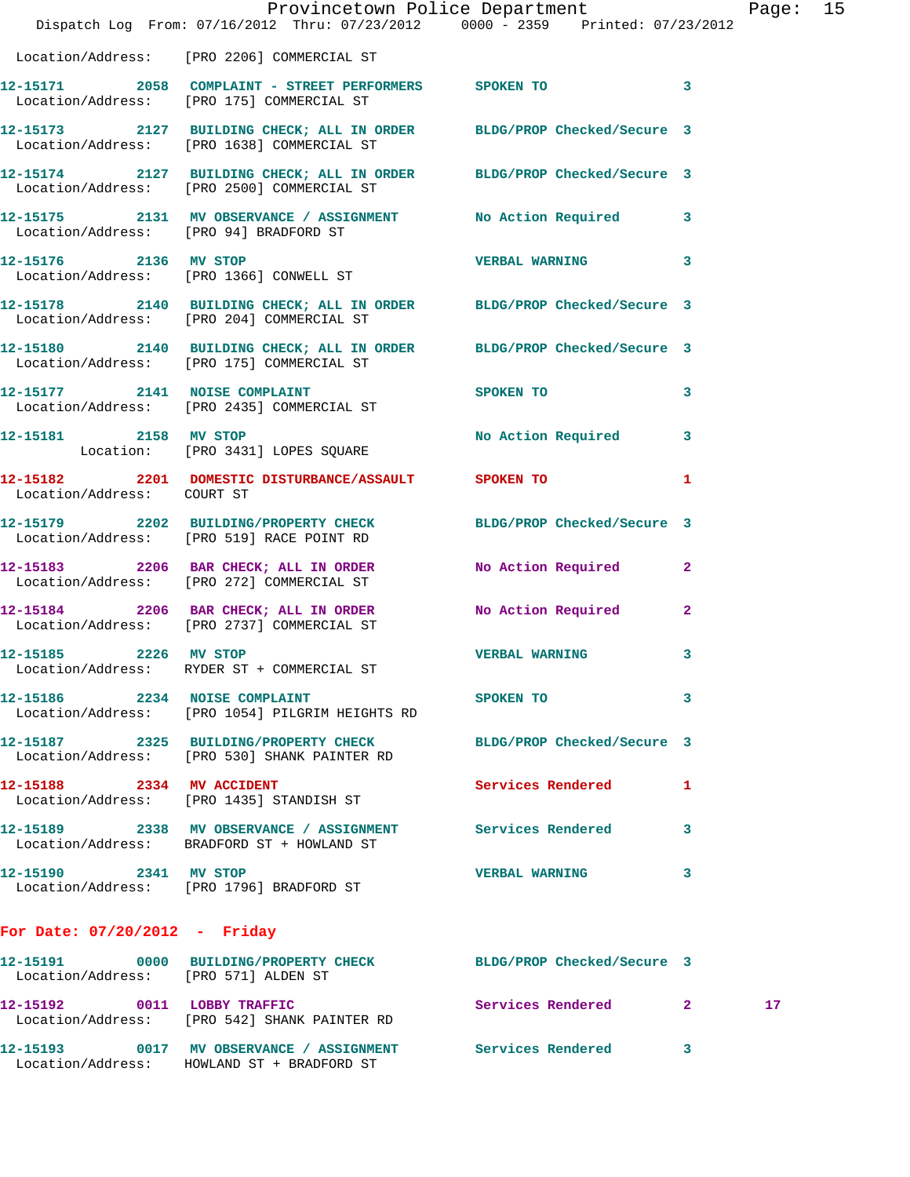Location/Address: [PRO 2206] COMMERCIAL ST

| Call # | Time | Call Reason | Action | Priority | |
|---|---|---|---|---|---|
| 12-15171 | 2058 | COMPLAINT - STREET PERFORMERS | SPOKEN TO | 3 | |
| Location/Address: | | [PRO 175] COMMERCIAL ST | | | |
| 12-15173 | 2127 | BUILDING CHECK; ALL IN ORDER | BLDG/PROP Checked/Secure | 3 | |
| Location/Address: | | [PRO 1638] COMMERCIAL ST | | | |
| 12-15174 | 2127 | BUILDING CHECK; ALL IN ORDER | BLDG/PROP Checked/Secure | 3 | |
| Location/Address: | | [PRO 2500] COMMERCIAL ST | | | |
| 12-15175 | 2131 | MV OBSERVANCE / ASSIGNMENT | No Action Required | 3 | |
| Location/Address: | | [PRO 94] BRADFORD ST | | | |
| 12-15176 | 2136 | MV STOP | VERBAL WARNING | 3 | |
| Location/Address: | | [PRO 1366] CONWELL ST | | | |
| 12-15178 | 2140 | BUILDING CHECK; ALL IN ORDER | BLDG/PROP Checked/Secure | 3 | |
| Location/Address: | | [PRO 204] COMMERCIAL ST | | | |
| 12-15180 | 2140 | BUILDING CHECK; ALL IN ORDER | BLDG/PROP Checked/Secure | 3 | |
| Location/Address: | | [PRO 175] COMMERCIAL ST | | | |
| 12-15177 | 2141 | NOISE COMPLAINT | SPOKEN TO | 3 | |
| Location/Address: | | [PRO 2435] COMMERCIAL ST | | | |
| 12-15181 | 2158 | MV STOP | No Action Required | 3 | |
| Location: | | [PRO 3431] LOPES SQUARE | | | |
| 12-15182 | 2201 | DOMESTIC DISTURBANCE/ASSAULT | SPOKEN TO | 1 | |
| Location/Address: | | COURT ST | | | |
| 12-15179 | 2202 | BUILDING/PROPERTY CHECK | BLDG/PROP Checked/Secure | 3 | |
| Location/Address: | | [PRO 519] RACE POINT RD | | | |
| 12-15183 | 2206 | BAR CHECK; ALL IN ORDER | No Action Required | 2 | |
| Location/Address: | | [PRO 272] COMMERCIAL ST | | | |
| 12-15184 | 2206 | BAR CHECK; ALL IN ORDER | No Action Required | 2 | |
| Location/Address: | | [PRO 2737] COMMERCIAL ST | | | |
| 12-15185 | 2226 | MV STOP | VERBAL WARNING | 3 | |
| Location/Address: | | RYDER ST + COMMERCIAL ST | | | |
| 12-15186 | 2234 | NOISE COMPLAINT | SPOKEN TO | 3 | |
| Location/Address: | | [PRO 1054] PILGRIM HEIGHTS RD | | | |
| 12-15187 | 2325 | BUILDING/PROPERTY CHECK | BLDG/PROP Checked/Secure | 3 | |
| Location/Address: | | [PRO 530] SHANK PAINTER RD | | | |
| 12-15188 | 2334 | MV ACCIDENT | Services Rendered | 1 | |
| Location/Address: | | [PRO 1435] STANDISH ST | | | |
| 12-15189 | 2338 | MV OBSERVANCE / ASSIGNMENT | Services Rendered | 3 | |
| Location/Address: | | BRADFORD ST + HOWLAND ST | | | |
| 12-15190 | 2341 | MV STOP | VERBAL WARNING | 3 | |
| Location/Address: | | [PRO 1796] BRADFORD ST | | | |

**For Date: 07/20/2012 - Friday**

| Call # | Time | Call Reason | Action | Priority | |
|---|---|---|---|---|---|
| 12-15191 | 0000 | BUILDING/PROPERTY CHECK | BLDG/PROP Checked/Secure | 3 | |
| Location/Address: | | [PRO 571] ALDEN ST | | | |
| 12-15192 | 0011 | LOBBY TRAFFIC | Services Rendered | 2 | 17 |
| Location/Address: | | [PRO 542] SHANK PAINTER RD | | | |
| 12-15193 | 0017 | MV OBSERVANCE / ASSIGNMENT | Services Rendered | 3 | |
| Location/Address: | | HOWLAND ST + BRADFORD ST | | | |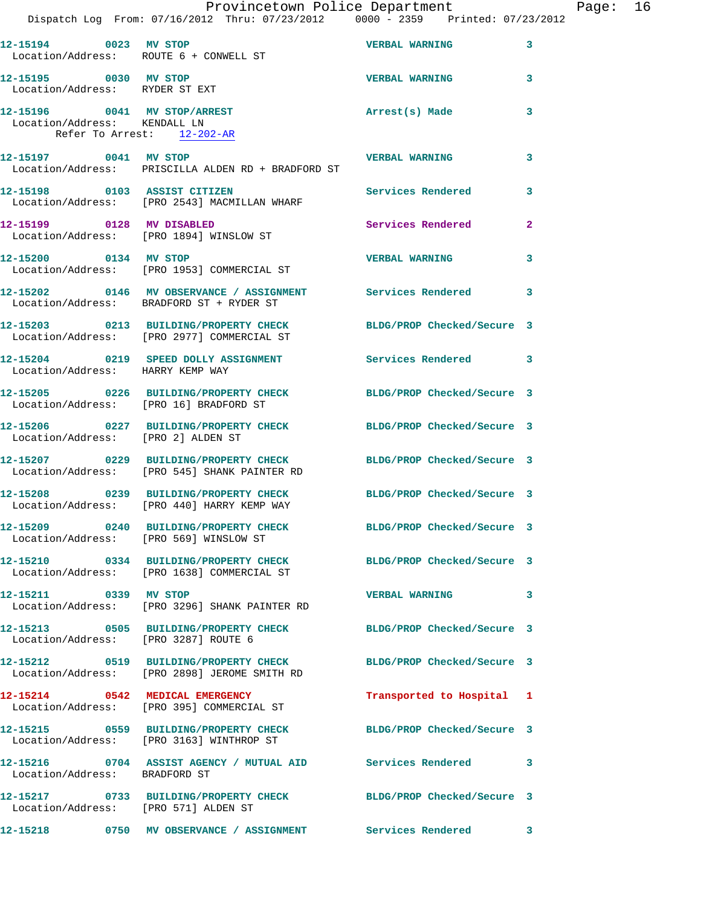12-15194 0023 MV STOP VERBAL WARNING 3
Location/Address: ROUTE 6 + CONWELL ST

12-15195 0030 MV STOP VERBAL WARNING 3
Location/Address: RYDER ST EXT

12-15196 0041 MV STOP/ARREST Arrest(s) Made 3
Location/Address: KENDALL LN
Refer To Arrest: 12-202-AR

12-15197 0041 MV STOP VERBAL WARNING 3
Location/Address: PRISCILLA ALDEN RD + BRADFORD ST

12-15198 0103 ASSIST CITIZEN Services Rendered 3
Location/Address: [PRO 2543] MACMILLAN WHARF

12-15199 0128 MV DISABLED Services Rendered 2
Location/Address: [PRO 1894] WINSLOW ST

12-15200 0134 MV STOP VERBAL WARNING 3
Location/Address: [PRO 1953] COMMERCIAL ST

12-15202 0146 MV OBSERVANCE / ASSIGNMENT Services Rendered 3
Location/Address: BRADFORD ST + RYDER ST

12-15203 0213 BUILDING/PROPERTY CHECK BLDG/PROP Checked/Secure 3
Location/Address: [PRO 2977] COMMERCIAL ST

12-15204 0219 SPEED DOLLY ASSIGNMENT Services Rendered 3
Location/Address: HARRY KEMP WAY

12-15205 0226 BUILDING/PROPERTY CHECK BLDG/PROP Checked/Secure 3
Location/Address: [PRO 16] BRADFORD ST

12-15206 0227 BUILDING/PROPERTY CHECK BLDG/PROP Checked/Secure 3
Location/Address: [PRO 2] ALDEN ST

12-15207 0229 BUILDING/PROPERTY CHECK BLDG/PROP Checked/Secure 3
Location/Address: [PRO 545] SHANK PAINTER RD

12-15208 0239 BUILDING/PROPERTY CHECK BLDG/PROP Checked/Secure 3
Location/Address: [PRO 440] HARRY KEMP WAY

12-15209 0240 BUILDING/PROPERTY CHECK BLDG/PROP Checked/Secure 3
Location/Address: [PRO 569] WINSLOW ST

12-15210 0334 BUILDING/PROPERTY CHECK BLDG/PROP Checked/Secure 3
Location/Address: [PRO 1638] COMMERCIAL ST

12-15211 0339 MV STOP VERBAL WARNING 3
Location/Address: [PRO 3296] SHANK PAINTER RD

12-15213 0505 BUILDING/PROPERTY CHECK BLDG/PROP Checked/Secure 3
Location/Address: [PRO 3287] ROUTE 6

12-15212 0519 BUILDING/PROPERTY CHECK BLDG/PROP Checked/Secure 3
Location/Address: [PRO 2898] JEROME SMITH RD

12-15214 0542 MEDICAL EMERGENCY Transported to Hospital 1
Location/Address: [PRO 395] COMMERCIAL ST

12-15215 0559 BUILDING/PROPERTY CHECK BLDG/PROP Checked/Secure 3
Location/Address: [PRO 3163] WINTHROP ST

12-15216 0704 ASSIST AGENCY / MUTUAL AID Services Rendered 3
Location/Address: BRADFORD ST

12-15217 0733 BUILDING/PROPERTY CHECK BLDG/PROP Checked/Secure 3
Location/Address: [PRO 571] ALDEN ST

12-15218 0750 MV OBSERVANCE / ASSIGNMENT Services Rendered 3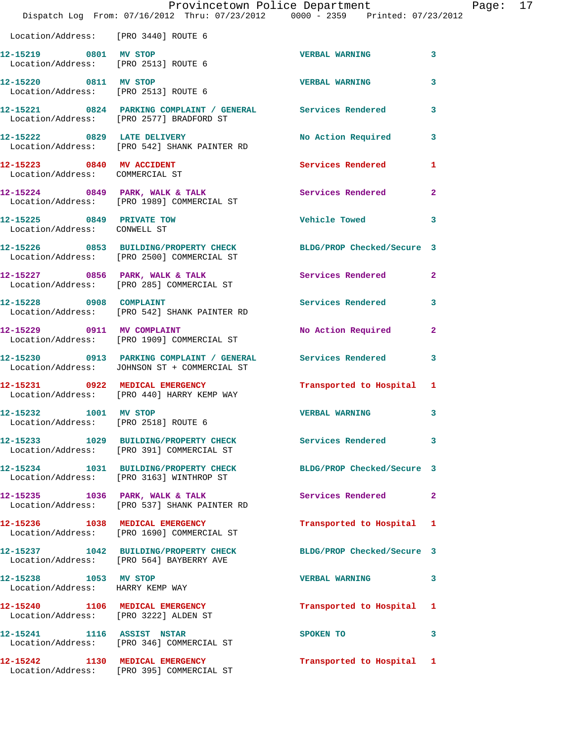Location/Address: [PRO 3440] ROUTE 6

**12-15219** 0801 **MV STOP** — VERBAL WARNING — 3
Location/Address: [PRO 2513] ROUTE 6

**12-15220** 0811 **MV STOP** — VERBAL WARNING — 3
Location/Address: [PRO 2513] ROUTE 6

**12-15221** 0824 **PARKING COMPLAINT / GENERAL** — Services Rendered — 3
Location/Address: [PRO 2577] BRADFORD ST

**12-15222** 0829 **LATE DELIVERY** — No Action Required — 3
Location/Address: [PRO 542] SHANK PAINTER RD

**12-15223** 0840 **MV ACCIDENT** — Services Rendered — 1
Location/Address: COMMERCIAL ST

**12-15224** 0849 **PARK, WALK & TALK** — Services Rendered — 2
Location/Address: [PRO 1989] COMMERCIAL ST

**12-15225** 0849 **PRIVATE TOW** — Vehicle Towed — 3
Location/Address: CONWELL ST

**12-15226** 0853 **BUILDING/PROPERTY CHECK** — BLDG/PROP Checked/Secure — 3
Location/Address: [PRO 2500] COMMERCIAL ST

**12-15227** 0856 **PARK, WALK & TALK** — Services Rendered — 2
Location/Address: [PRO 285] COMMERCIAL ST

**12-15228** 0908 **COMPLAINT** — Services Rendered — 3
Location/Address: [PRO 542] SHANK PAINTER RD

**12-15229** 0911 **MV COMPLAINT** — No Action Required — 2
Location/Address: [PRO 1909] COMMERCIAL ST

**12-15230** 0913 **PARKING COMPLAINT / GENERAL** — Services Rendered — 3
Location/Address: JOHNSON ST + COMMERCIAL ST

**12-15231** 0922 **MEDICAL EMERGENCY** — Transported to Hospital — 1
Location/Address: [PRO 440] HARRY KEMP WAY

**12-15232** 1001 **MV STOP** — VERBAL WARNING — 3
Location/Address: [PRO 2518] ROUTE 6

**12-15233** 1029 **BUILDING/PROPERTY CHECK** — Services Rendered — 3
Location/Address: [PRO 391] COMMERCIAL ST

**12-15234** 1031 **BUILDING/PROPERTY CHECK** — BLDG/PROP Checked/Secure — 3
Location/Address: [PRO 3163] WINTHROP ST

**12-15235** 1036 **PARK, WALK & TALK** — Services Rendered — 2
Location/Address: [PRO 537] SHANK PAINTER RD

**12-15236** 1038 **MEDICAL EMERGENCY** — Transported to Hospital — 1
Location/Address: [PRO 1690] COMMERCIAL ST

**12-15237** 1042 **BUILDING/PROPERTY CHECK** — BLDG/PROP Checked/Secure — 3
Location/Address: [PRO 564] BAYBERRY AVE

**12-15238** 1053 **MV STOP** — VERBAL WARNING — 3
Location/Address: HARRY KEMP WAY

**12-15240** 1106 **MEDICAL EMERGENCY** — Transported to Hospital — 1
Location/Address: [PRO 3222] ALDEN ST

**12-15241** 1116 **ASSIST NSTAR** — SPOKEN TO — 3
Location/Address: [PRO 346] COMMERCIAL ST

**12-15242** 1130 **MEDICAL EMERGENCY** — Transported to Hospital — 1
Location/Address: [PRO 395] COMMERCIAL ST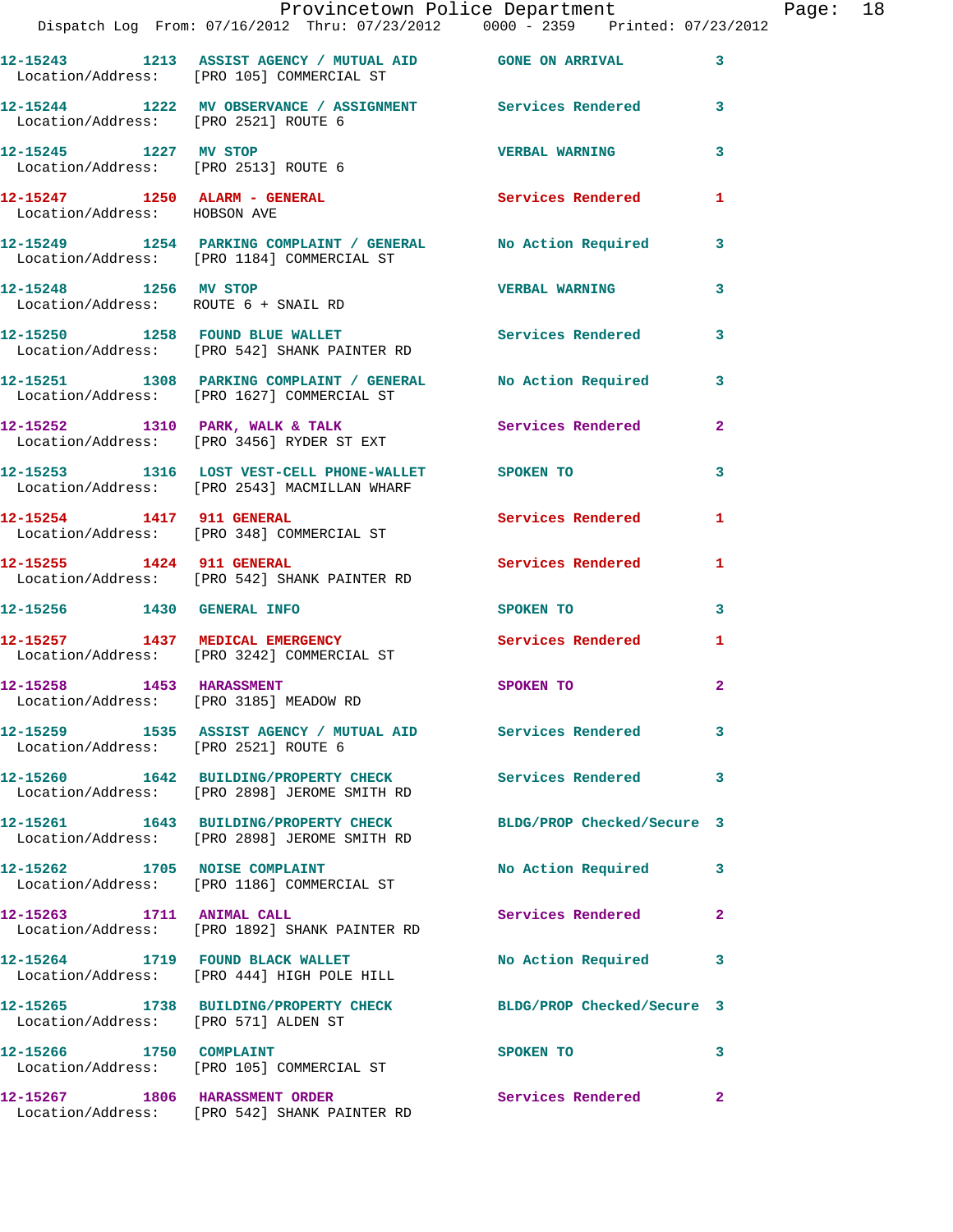| Call Number | Time | Call Reason | Action | Priority |
|---|---|---|---|---|
| 12-15243 | 1213 | ASSIST AGENCY / MUTUAL AID | GONE ON ARRIVAL | 3 |
| Location/Address: | [PRO 105] COMMERCIAL ST | | | |
| 12-15244 | 1222 | MV OBSERVANCE / ASSIGNMENT | Services Rendered | 3 |
| Location/Address: | [PRO 2521] ROUTE 6 | | | |
| 12-15245 | 1227 | MV STOP | VERBAL WARNING | 3 |
| Location/Address: | [PRO 2513] ROUTE 6 | | | |
| 12-15247 | 1250 | ALARM - GENERAL | Services Rendered | 1 |
| Location/Address: | HOBSON AVE | | | |
| 12-15249 | 1254 | PARKING COMPLAINT / GENERAL | No Action Required | 3 |
| Location/Address: | [PRO 1184] COMMERCIAL ST | | | |
| 12-15248 | 1256 | MV STOP | VERBAL WARNING | 3 |
| Location/Address: | ROUTE 6 + SNAIL RD | | | |
| 12-15250 | 1258 | FOUND BLUE WALLET | Services Rendered | 3 |
| Location/Address: | [PRO 542] SHANK PAINTER RD | | | |
| 12-15251 | 1308 | PARKING COMPLAINT / GENERAL | No Action Required | 3 |
| Location/Address: | [PRO 1627] COMMERCIAL ST | | | |
| 12-15252 | 1310 | PARK, WALK & TALK | Services Rendered | 2 |
| Location/Address: | [PRO 3456] RYDER ST EXT | | | |
| 12-15253 | 1316 | LOST VEST-CELL PHONE-WALLET | SPOKEN TO | 3 |
| Location/Address: | [PRO 2543] MACMILLAN WHARF | | | |
| 12-15254 | 1417 | 911 GENERAL | Services Rendered | 1 |
| Location/Address: | [PRO 348] COMMERCIAL ST | | | |
| 12-15255 | 1424 | 911 GENERAL | Services Rendered | 1 |
| Location/Address: | [PRO 542] SHANK PAINTER RD | | | |
| 12-15256 | 1430 | GENERAL INFO | SPOKEN TO | 3 |
| 12-15257 | 1437 | MEDICAL EMERGENCY | Services Rendered | 1 |
| Location/Address: | [PRO 3242] COMMERCIAL ST | | | |
| 12-15258 | 1453 | HARASSMENT | SPOKEN TO | 2 |
| Location/Address: | [PRO 3185] MEADOW RD | | | |
| 12-15259 | 1535 | ASSIST AGENCY / MUTUAL AID | Services Rendered | 3 |
| Location/Address: | [PRO 2521] ROUTE 6 | | | |
| 12-15260 | 1642 | BUILDING/PROPERTY CHECK | Services Rendered | 3 |
| Location/Address: | [PRO 2898] JEROME SMITH RD | | | |
| 12-15261 | 1643 | BUILDING/PROPERTY CHECK | BLDG/PROP Checked/Secure | 3 |
| Location/Address: | [PRO 2898] JEROME SMITH RD | | | |
| 12-15262 | 1705 | NOISE COMPLAINT | No Action Required | 3 |
| Location/Address: | [PRO 1186] COMMERCIAL ST | | | |
| 12-15263 | 1711 | ANIMAL CALL | Services Rendered | 2 |
| Location/Address: | [PRO 1892] SHANK PAINTER RD | | | |
| 12-15264 | 1719 | FOUND BLACK WALLET | No Action Required | 3 |
| Location/Address: | [PRO 444] HIGH POLE HILL | | | |
| 12-15265 | 1738 | BUILDING/PROPERTY CHECK | BLDG/PROP Checked/Secure | 3 |
| Location/Address: | [PRO 571] ALDEN ST | | | |
| 12-15266 | 1750 | COMPLAINT | SPOKEN TO | 3 |
| Location/Address: | [PRO 105] COMMERCIAL ST | | | |
| 12-15267 | 1806 | HARASSMENT ORDER | Services Rendered | 2 |
| Location/Address: | [PRO 542] SHANK PAINTER RD | | | |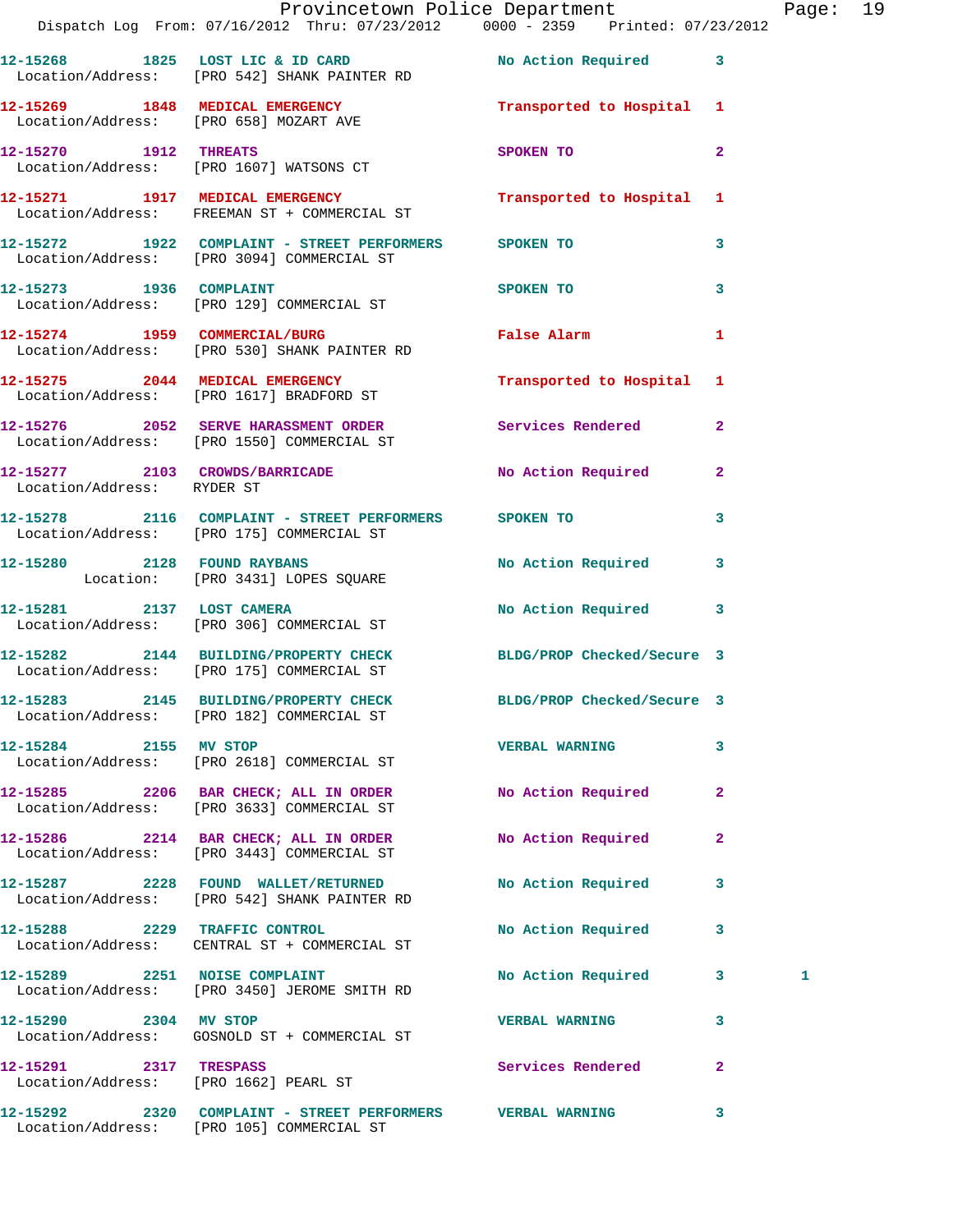12-15268 1825 LOST LIC & ID CARD No Action Required 3
Location/Address: [PRO 542] SHANK PAINTER RD

12-15269 1848 MEDICAL EMERGENCY Transported to Hospital 1
Location/Address: [PRO 658] MOZART AVE

12-15270 1912 THREATS SPOKEN TO 2
Location/Address: [PRO 1607] WATSONS CT

12-15271 1917 MEDICAL EMERGENCY Transported to Hospital 1
Location/Address: FREEMAN ST + COMMERCIAL ST

12-15272 1922 COMPLAINT - STREET PERFORMERS SPOKEN TO 3
Location/Address: [PRO 3094] COMMERCIAL ST

12-15273 1936 COMPLAINT SPOKEN TO 3
Location/Address: [PRO 129] COMMERCIAL ST

12-15274 1959 COMMERCIAL/BURG False Alarm 1
Location/Address: [PRO 530] SHANK PAINTER RD

12-15275 2044 MEDICAL EMERGENCY Transported to Hospital 1
Location/Address: [PRO 1617] BRADFORD ST

12-15276 2052 SERVE HARASSMENT ORDER Services Rendered 2
Location/Address: [PRO 1550] COMMERCIAL ST

12-15277 2103 CROWDS/BARRICADE No Action Required 2
Location/Address: RYDER ST

12-15278 2116 COMPLAINT - STREET PERFORMERS SPOKEN TO 3
Location/Address: [PRO 175] COMMERCIAL ST

12-15280 2128 FOUND RAYBANS No Action Required 3
Location: [PRO 3431] LOPES SQUARE

12-15281 2137 LOST CAMERA No Action Required 3
Location/Address: [PRO 306] COMMERCIAL ST

12-15282 2144 BUILDING/PROPERTY CHECK BLDG/PROP Checked/Secure 3
Location/Address: [PRO 175] COMMERCIAL ST

12-15283 2145 BUILDING/PROPERTY CHECK BLDG/PROP Checked/Secure 3
Location/Address: [PRO 182] COMMERCIAL ST

12-15284 2155 MV STOP VERBAL WARNING 3
Location/Address: [PRO 2618] COMMERCIAL ST

12-15285 2206 BAR CHECK; ALL IN ORDER No Action Required 2
Location/Address: [PRO 3633] COMMERCIAL ST

12-15286 2214 BAR CHECK; ALL IN ORDER No Action Required 2
Location/Address: [PRO 3443] COMMERCIAL ST

12-15287 2228 FOUND WALLET/RETURNED No Action Required 3
Location/Address: [PRO 542] SHANK PAINTER RD

12-15288 2229 TRAFFIC CONTROL No Action Required 3
Location/Address: CENTRAL ST + COMMERCIAL ST

12-15289 2251 NOISE COMPLAINT No Action Required 3 1
Location/Address: [PRO 3450] JEROME SMITH RD

12-15290 2304 MV STOP VERBAL WARNING 3
Location/Address: GOSNOLD ST + COMMERCIAL ST

12-15291 2317 TRESPASS Services Rendered 2
Location/Address: [PRO 1662] PEARL ST

12-15292 2320 COMPLAINT - STREET PERFORMERS VERBAL WARNING 3
Location/Address: [PRO 105] COMMERCIAL ST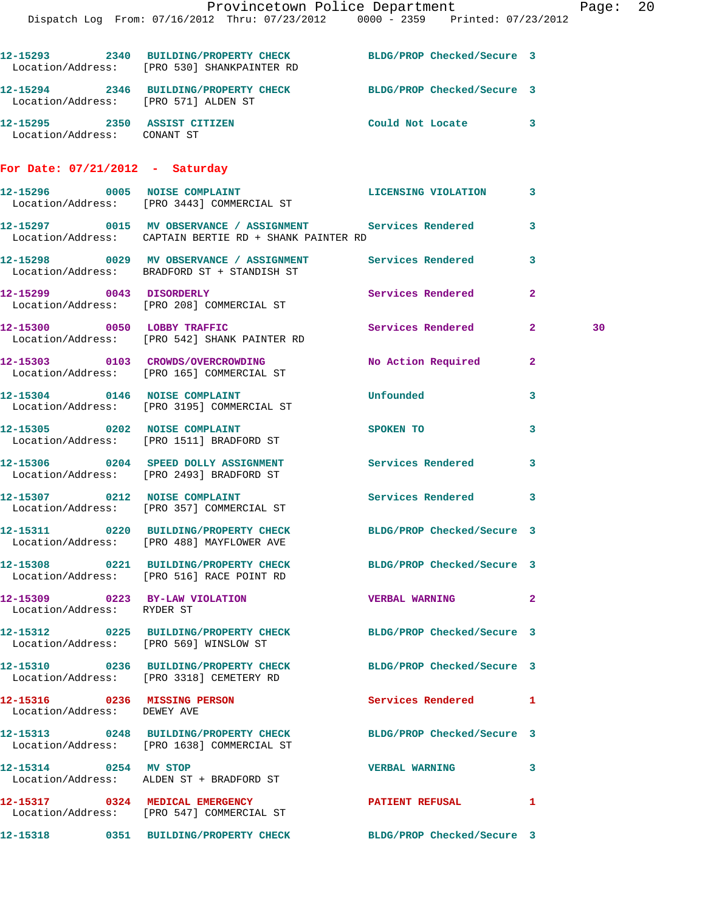12-15293 2340 BUILDING/PROPERTY CHECK BLDG/PROP Checked/Secure 3
Location/Address: [PRO 530] SHANKPAINTER RD

12-15294 2346 BUILDING/PROPERTY CHECK BLDG/PROP Checked/Secure 3
Location/Address: [PRO 571] ALDEN ST

12-15295 2350 ASSIST CITIZEN Could Not Locate 3
Location/Address: CONANT ST

**For Date: 07/21/2012 - Saturday**

12-15296 0005 NOISE COMPLAINT LICENSING VIOLATION 3
Location/Address: [PRO 3443] COMMERCIAL ST

12-15297 0015 MV OBSERVATION / ASSIGNMENT Services Rendered 3
Location/Address: CAPTAIN BERTIE RD + SHANK PAINTER RD

12-15298 0029 MV OBSERVATION / ASSIGNMENT Services Rendered 3
Location/Address: BRADFORD ST + STANDISH ST

12-15299 0043 DISORDERLY Services Rendered 2
Location/Address: [PRO 208] COMMERCIAL ST

12-15300 0050 LOBBY TRAFFIC Services Rendered 2 30
Location/Address: [PRO 542] SHANK PAINTER RD

12-15303 0103 CROWDS/OVERCROWDING No Action Required 2
Location/Address: [PRO 165] COMMERCIAL ST

12-15304 0146 NOISE COMPLAINT Unfounded 3
Location/Address: [PRO 3195] COMMERCIAL ST

12-15305 0202 NOISE COMPLAINT SPOKEN TO 3
Location/Address: [PRO 1511] BRADFORD ST

12-15306 0204 SPEED DOLLY ASSIGNMENT Services Rendered 3
Location/Address: [PRO 2493] BRADFORD ST

12-15307 0212 NOISE COMPLAINT Services Rendered 3
Location/Address: [PRO 357] COMMERCIAL ST

12-15311 0220 BUILDING/PROPERTY CHECK BLDG/PROP Checked/Secure 3
Location/Address: [PRO 488] MAYFLOWER AVE

12-15308 0221 BUILDING/PROPERTY CHECK BLDG/PROP Checked/Secure 3
Location/Address: [PRO 516] RACE POINT RD

12-15309 0223 BY-LAW VIOLATION VERBAL WARNING 2
Location/Address: RYDER ST

12-15312 0225 BUILDING/PROPERTY CHECK BLDG/PROP Checked/Secure 3
Location/Address: [PRO 569] WINSLOW ST

12-15310 0236 BUILDING/PROPERTY CHECK BLDG/PROP Checked/Secure 3
Location/Address: [PRO 3318] CEMETERY RD

12-15316 0236 MISSING PERSON Services Rendered 1
Location/Address: DEWEY AVE

12-15313 0248 BUILDING/PROPERTY CHECK BLDG/PROP Checked/Secure 3
Location/Address: [PRO 1638] COMMERCIAL ST

12-15314 0254 MV STOP VERBAL WARNING 3
Location/Address: ALDEN ST + BRADFORD ST

12-15317 0324 MEDICAL EMERGENCY PATIENT REFUSAL 1
Location/Address: [PRO 547] COMMERCIAL ST

12-15318 0351 BUILDING/PROPERTY CHECK BLDG/PROP Checked/Secure 3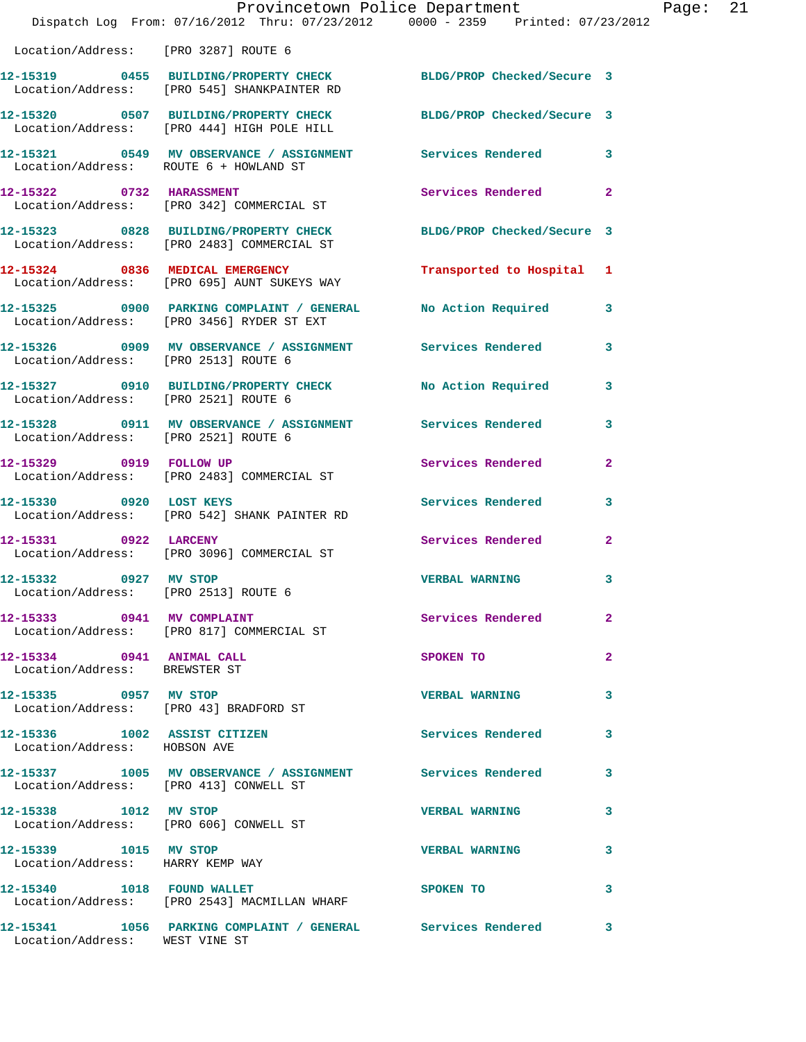Location/Address: [PRO 3287] ROUTE 6

**12-15319 0455 BUILDING/PROPERTY CHECK** — BLDG/PROP Checked/Secure 3
Location/Address: [PRO 545] SHANKPAINTER RD

**12-15320 0507 BUILDING/PROPERTY CHECK** — BLDG/PROP Checked/Secure 3
Location/Address: [PRO 444] HIGH POLE HILL

**12-15321 0549 MV OBSERVANCE / ASSIGNMENT** — Services Rendered 3
Location/Address: ROUTE 6 + HOWLAND ST

**12-15322 0732 HARASSMENT** — Services Rendered 2
Location/Address: [PRO 342] COMMERCIAL ST

**12-15323 0828 BUILDING/PROPERTY CHECK** — BLDG/PROP Checked/Secure 3
Location/Address: [PRO 2483] COMMERCIAL ST

**12-15324 0836 MEDICAL EMERGENCY** — Transported to Hospital 1
Location/Address: [PRO 695] AUNT SUKEYS WAY

**12-15325 0900 PARKING COMPLAINT / GENERAL** — No Action Required 3
Location/Address: [PRO 3456] RYDER ST EXT

**12-15326 0909 MV OBSERVANCE / ASSIGNMENT** — Services Rendered 3
Location/Address: [PRO 2513] ROUTE 6

**12-15327 0910 BUILDING/PROPERTY CHECK** — No Action Required 3
Location/Address: [PRO 2521] ROUTE 6

**12-15328 0911 MV OBSERVANCE / ASSIGNMENT** — Services Rendered 3
Location/Address: [PRO 2521] ROUTE 6

**12-15329 0919 FOLLOW UP** — Services Rendered 2
Location/Address: [PRO 2483] COMMERCIAL ST

**12-15330 0920 LOST KEYS** — Services Rendered 3
Location/Address: [PRO 542] SHANK PAINTER RD

**12-15331 0922 LARCENY** — Services Rendered 2
Location/Address: [PRO 3096] COMMERCIAL ST

**12-15332 0927 MV STOP** — VERBAL WARNING 3
Location/Address: [PRO 2513] ROUTE 6

**12-15333 0941 MV COMPLAINT** — Services Rendered 2
Location/Address: [PRO 817] COMMERCIAL ST

**12-15334 0941 ANIMAL CALL** — SPOKEN TO 2
Location/Address: BREWSTER ST

**12-15335 0957 MV STOP** — VERBAL WARNING 3
Location/Address: [PRO 43] BRADFORD ST

**12-15336 1002 ASSIST CITIZEN** — Services Rendered 3
Location/Address: HOBSON AVE

**12-15337 1005 MV OBSERVANCE / ASSIGNMENT** — Services Rendered 3
Location/Address: [PRO 413] CONWELL ST

**12-15338 1012 MV STOP** — VERBAL WARNING 3
Location/Address: [PRO 606] CONWELL ST

**12-15339 1015 MV STOP** — VERBAL WARNING 3
Location/Address: HARRY KEMP WAY

**12-15340 1018 FOUND WALLET** — SPOKEN TO 3
Location/Address: [PRO 2543] MACMILLAN WHARF

**12-15341 1056 PARKING COMPLAINT / GENERAL** — Services Rendered 3
Location/Address: WEST VINE ST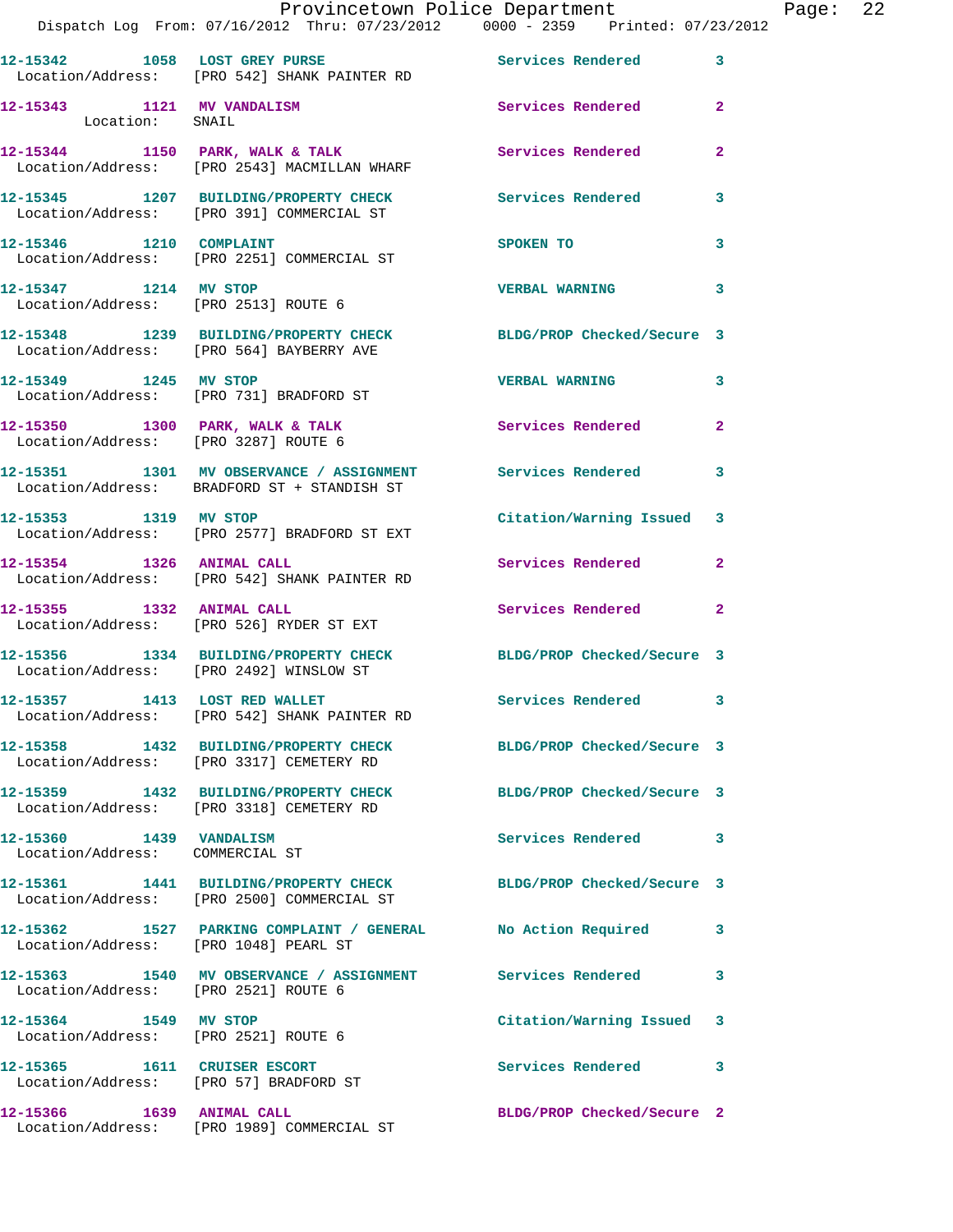12-15342 1058 LOST GREY PURSE Services Rendered 3
Location/Address: [PRO 542] SHANK PAINTER RD

12-15343 1121 MV VANDALISM Services Rendered 2
Location: SNAIL

12-15344 1150 PARK, WALK & TALK Services Rendered 2
Location/Address: [PRO 2543] MACMILLAN WHARF

12-15345 1207 BUILDING/PROPERTY CHECK Services Rendered 3
Location/Address: [PRO 391] COMMERCIAL ST

12-15346 1210 COMPLAINT SPOKEN TO 3
Location/Address: [PRO 2251] COMMERCIAL ST

12-15347 1214 MV STOP VERBAL WARNING 3
Location/Address: [PRO 2513] ROUTE 6

12-15348 1239 BUILDING/PROPERTY CHECK BLDG/PROP Checked/Secure 3
Location/Address: [PRO 564] BAYBERRY AVE

12-15349 1245 MV STOP VERBAL WARNING 3
Location/Address: [PRO 731] BRADFORD ST

12-15350 1300 PARK, WALK & TALK Services Rendered 2
Location/Address: [PRO 3287] ROUTE 6

12-15351 1301 MV OBSERVANCE / ASSIGNMENT Services Rendered 3
Location/Address: BRADFORD ST + STANDISH ST

12-15353 1319 MV STOP Citation/Warning Issued 3
Location/Address: [PRO 2577] BRADFORD ST EXT

12-15354 1326 ANIMAL CALL Services Rendered 2
Location/Address: [PRO 542] SHANK PAINTER RD

12-15355 1332 ANIMAL CALL Services Rendered 2
Location/Address: [PRO 526] RYDER ST EXT

12-15356 1334 BUILDING/PROPERTY CHECK BLDG/PROP Checked/Secure 3
Location/Address: [PRO 2492] WINSLOW ST

12-15357 1413 LOST RED WALLET Services Rendered 3
Location/Address: [PRO 542] SHANK PAINTER RD

12-15358 1432 BUILDING/PROPERTY CHECK BLDG/PROP Checked/Secure 3
Location/Address: [PRO 3317] CEMETERY RD

12-15359 1432 BUILDING/PROPERTY CHECK BLDG/PROP Checked/Secure 3
Location/Address: [PRO 3318] CEMETERY RD

12-15360 1439 VANDALISM Services Rendered 3
Location/Address: COMMERCIAL ST

12-15361 1441 BUILDING/PROPERTY CHECK BLDG/PROP Checked/Secure 3
Location/Address: [PRO 2500] COMMERCIAL ST

12-15362 1527 PARKING COMPLAINT / GENERAL No Action Required 3
Location/Address: [PRO 1048] PEARL ST

12-15363 1540 MV OBSERVANCE / ASSIGNMENT Services Rendered 3
Location/Address: [PRO 2521] ROUTE 6

12-15364 1549 MV STOP Citation/Warning Issued 3
Location/Address: [PRO 2521] ROUTE 6

12-15365 1611 CRUISER ESCORT Services Rendered 3
Location/Address: [PRO 57] BRADFORD ST

12-15366 1639 ANIMAL CALL BLDG/PROP Checked/Secure 2
Location/Address: [PRO 1989] COMMERCIAL ST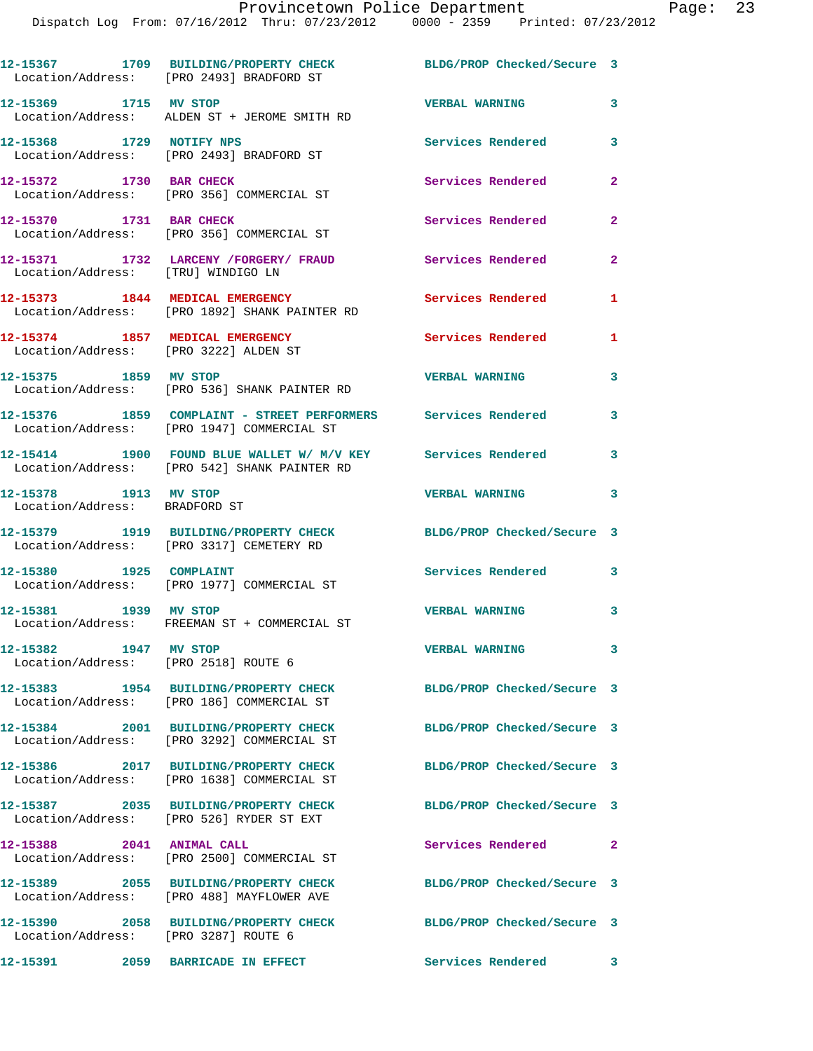12-15367 1709 BUILDING/PROPERTY CHECK BLDG/PROP Checked/Secure 3
Location/Address: [PRO 2493] BRADFORD ST

12-15369 1715 MV STOP VERBAL WARNING 3
Location/Address: ALDEN ST + JEROME SMITH RD

12-15368 1729 NOTIFY NPS Services Rendered 3
Location/Address: [PRO 2493] BRADFORD ST

12-15372 1730 BAR CHECK Services Rendered 2
Location/Address: [PRO 356] COMMERCIAL ST

12-15370 1731 BAR CHECK Services Rendered 2
Location/Address: [PRO 356] COMMERCIAL ST

12-15371 1732 LARCENY /FORGERY/ FRAUD Services Rendered 2
Location/Address: [TRU] WINDIGO LN

12-15373 1844 MEDICAL EMERGENCY Services Rendered 1
Location/Address: [PRO 1892] SHANK PAINTER RD

12-15374 1857 MEDICAL EMERGENCY Services Rendered 1
Location/Address: [PRO 3222] ALDEN ST

12-15375 1859 MV STOP VERBAL WARNING 3
Location/Address: [PRO 536] SHANK PAINTER RD

12-15376 1859 COMPLAINT - STREET PERFORMERS Services Rendered 3
Location/Address: [PRO 1947] COMMERCIAL ST

12-15414 1900 FOUND BLUE WALLET W/ M/V KEY Services Rendered 3
Location/Address: [PRO 542] SHANK PAINTER RD

12-15378 1913 MV STOP VERBAL WARNING 3
Location/Address: BRADFORD ST

12-15379 1919 BUILDING/PROPERTY CHECK BLDG/PROP Checked/Secure 3
Location/Address: [PRO 3317] CEMETERY RD

12-15380 1925 COMPLAINT Services Rendered 3
Location/Address: [PRO 1977] COMMERCIAL ST

12-15381 1939 MV STOP VERBAL WARNING 3
Location/Address: FREEMAN ST + COMMERCIAL ST

12-15382 1947 MV STOP VERBAL WARNING 3
Location/Address: [PRO 2518] ROUTE 6

12-15383 1954 BUILDING/PROPERTY CHECK BLDG/PROP Checked/Secure 3
Location/Address: [PRO 186] COMMERCIAL ST

12-15384 2001 BUILDING/PROPERTY CHECK BLDG/PROP Checked/Secure 3
Location/Address: [PRO 3292] COMMERCIAL ST

12-15386 2017 BUILDING/PROPERTY CHECK BLDG/PROP Checked/Secure 3
Location/Address: [PRO 1638] COMMERCIAL ST

12-15387 2035 BUILDING/PROPERTY CHECK BLDG/PROP Checked/Secure 3
Location/Address: [PRO 526] RYDER ST EXT

12-15388 2041 ANIMAL CALL Services Rendered 2
Location/Address: [PRO 2500] COMMERCIAL ST

12-15389 2055 BUILDING/PROPERTY CHECK BLDG/PROP Checked/Secure 3
Location/Address: [PRO 488] MAYFLOWER AVE

12-15390 2058 BUILDING/PROPERTY CHECK BLDG/PROP Checked/Secure 3
Location/Address: [PRO 3287] ROUTE 6

12-15391 2059 BARRICADE IN EFFECT Services Rendered 3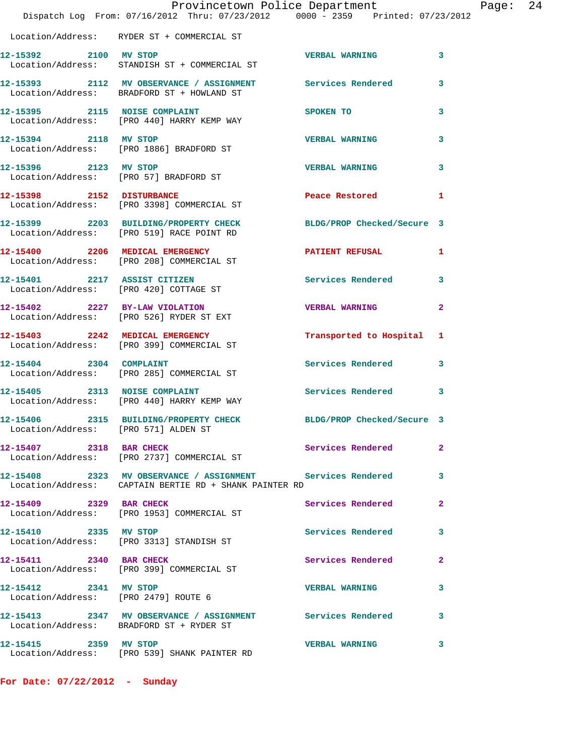Location/Address: RYDER ST + COMMERCIAL ST

| Call # | Time | Call Type | Disposition | Priority |
|---|---|---|---|---|
| 12-15392 | 2100 | MV STOP | VERBAL WARNING | 3 |
| | | Location/Address: STANDISH ST + COMMERCIAL ST | | |
| 12-15393 | 2112 | MV OBSERVANCE / ASSIGNMENT | Services Rendered | 3 |
| | | Location/Address: BRADFORD ST + HOWLAND ST | | |
| 12-15395 | 2115 | NOISE COMPLAINT | SPOKEN TO | 3 |
| | | Location/Address: [PRO 440] HARRY KEMP WAY | | |
| 12-15394 | 2118 | MV STOP | VERBAL WARNING | 3 |
| | | Location/Address: [PRO 1886] BRADFORD ST | | |
| 12-15396 | 2123 | MV STOP | VERBAL WARNING | 3 |
| | | Location/Address: [PRO 57] BRADFORD ST | | |
| 12-15398 | 2152 | DISTURBANCE | Peace Restored | 1 |
| | | Location/Address: [PRO 3398] COMMERCIAL ST | | |
| 12-15399 | 2203 | BUILDING/PROPERTY CHECK | BLDG/PROP Checked/Secure | 3 |
| | | Location/Address: [PRO 519] RACE POINT RD | | |
| 12-15400 | 2206 | MEDICAL EMERGENCY | PATIENT REFUSAL | 1 |
| | | Location/Address: [PRO 208] COMMERCIAL ST | | |
| 12-15401 | 2217 | ASSIST CITIZEN | Services Rendered | 3 |
| | | Location/Address: [PRO 420] COTTAGE ST | | |
| 12-15402 | 2227 | BY-LAW VIOLATION | VERBAL WARNING | 2 |
| | | Location/Address: [PRO 526] RYDER ST EXT | | |
| 12-15403 | 2242 | MEDICAL EMERGENCY | Transported to Hospital | 1 |
| | | Location/Address: [PRO 399] COMMERCIAL ST | | |
| 12-15404 | 2304 | COMPLAINT | Services Rendered | 3 |
| | | Location/Address: [PRO 285] COMMERCIAL ST | | |
| 12-15405 | 2313 | NOISE COMPLAINT | Services Rendered | 3 |
| | | Location/Address: [PRO 440] HARRY KEMP WAY | | |
| 12-15406 | 2315 | BUILDING/PROPERTY CHECK | BLDG/PROP Checked/Secure | 3 |
| | | Location/Address: [PRO 571] ALDEN ST | | |
| 12-15407 | 2318 | BAR CHECK | Services Rendered | 2 |
| | | Location/Address: [PRO 2737] COMMERCIAL ST | | |
| 12-15408 | 2323 | MV OBSERVANCE / ASSIGNMENT | Services Rendered | 3 |
| | | Location/Address: CAPTAIN BERTIE RD + SHANK PAINTER RD | | |
| 12-15409 | 2329 | BAR CHECK | Services Rendered | 2 |
| | | Location/Address: [PRO 1953] COMMERCIAL ST | | |
| 12-15410 | 2335 | MV STOP | Services Rendered | 3 |
| | | Location/Address: [PRO 3313] STANDISH ST | | |
| 12-15411 | 2340 | BAR CHECK | Services Rendered | 2 |
| | | Location/Address: [PRO 399] COMMERCIAL ST | | |
| 12-15412 | 2341 | MV STOP | VERBAL WARNING | 3 |
| | | Location/Address: [PRO 2479] ROUTE 6 | | |
| 12-15413 | 2347 | MV OBSERVANCE / ASSIGNMENT | Services Rendered | 3 |
| | | Location/Address: BRADFORD ST + RYDER ST | | |
| 12-15415 | 2359 | MV STOP | VERBAL WARNING | 3 |
| | | Location/Address: [PRO 539] SHANK PAINTER RD | | |

**For Date: 07/22/2012 - Sunday**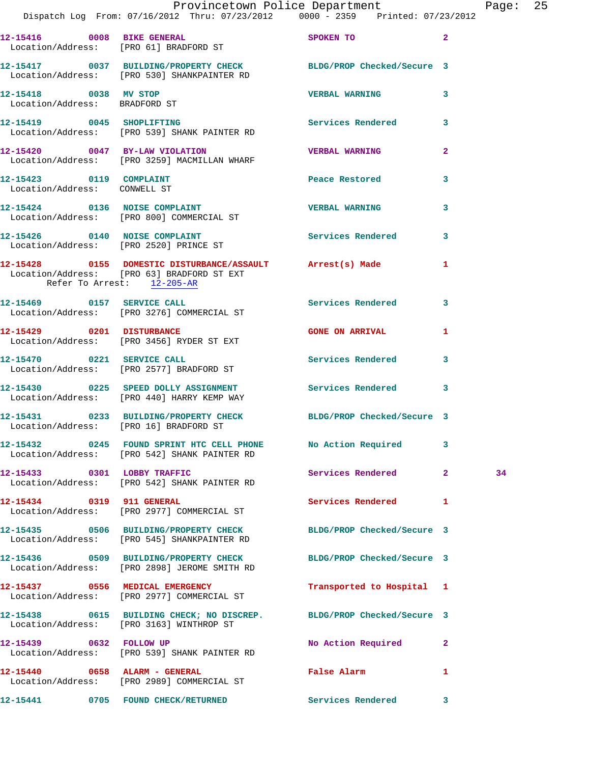12-15416 0008 BIKE GENERAL SPOKEN TO 2
Location/Address: [PRO 61] BRADFORD ST

12-15417 0037 BUILDING/PROPERTY CHECK BLDG/PROP Checked/Secure 3
Location/Address: [PRO 530] SHANKPAINTER RD

12-15418 0038 MV STOP VERBAL WARNING 3
Location/Address: BRADFORD ST

12-15419 0045 SHOPLIFTING Services Rendered 3
Location/Address: [PRO 539] SHANK PAINTER RD

12-15420 0047 BY-LAW VIOLATION VERBAL WARNING 2
Location/Address: [PRO 3259] MACMILLAN WHARF

12-15423 0119 COMPLAINT Peace Restored 3
Location/Address: CONWELL ST

12-15424 0136 NOISE COMPLAINT VERBAL WARNING 3
Location/Address: [PRO 800] COMMERCIAL ST

12-15426 0140 NOISE COMPLAINT Services Rendered 3
Location/Address: [PRO 2520] PRINCE ST

12-15428 0155 DOMESTIC DISTURBANCE/ASSAULT Arrest(s) Made 1
Location/Address: [PRO 63] BRADFORD ST EXT
Refer To Arrest: 12-205-AR

12-15469 0157 SERVICE CALL Services Rendered 3
Location/Address: [PRO 3276] COMMERCIAL ST

12-15429 0201 DISTURBANCE GONE ON ARRIVAL 1
Location/Address: [PRO 3456] RYDER ST EXT

12-15470 0221 SERVICE CALL Services Rendered 3
Location/Address: [PRO 2577] BRADFORD ST

12-15430 0225 SPEED DOLLY ASSIGNMENT Services Rendered 3
Location/Address: [PRO 440] HARRY KEMP WAY

12-15431 0233 BUILDING/PROPERTY CHECK BLDG/PROP Checked/Secure 3
Location/Address: [PRO 16] BRADFORD ST

12-15432 0245 FOUND SPRINT HTC CELL PHONE No Action Required 3
Location/Address: [PRO 542] SHANK PAINTER RD

12-15433 0301 LOBBY TRAFFIC Services Rendered 2 34
Location/Address: [PRO 542] SHANK PAINTER RD

12-15434 0319 911 GENERAL Services Rendered 1
Location/Address: [PRO 2977] COMMERCIAL ST

12-15435 0506 BUILDING/PROPERTY CHECK BLDG/PROP Checked/Secure 3
Location/Address: [PRO 545] SHANKPAINTER RD

12-15436 0509 BUILDING/PROPERTY CHECK BLDG/PROP Checked/Secure 3
Location/Address: [PRO 2898] JEROME SMITH RD

12-15437 0556 MEDICAL EMERGENCY Transported to Hospital 1
Location/Address: [PRO 2977] COMMERCIAL ST

12-15438 0615 BUILDING CHECK; NO DISCREP. BLDG/PROP Checked/Secure 3
Location/Address: [PRO 3163] WINTHROP ST

12-15439 0632 FOLLOW UP No Action Required 2
Location/Address: [PRO 539] SHANK PAINTER RD

12-15440 0658 ALARM - GENERAL False Alarm 1
Location/Address: [PRO 2989] COMMERCIAL ST

12-15441 0705 FOUND CHECK/RETURNED Services Rendered 3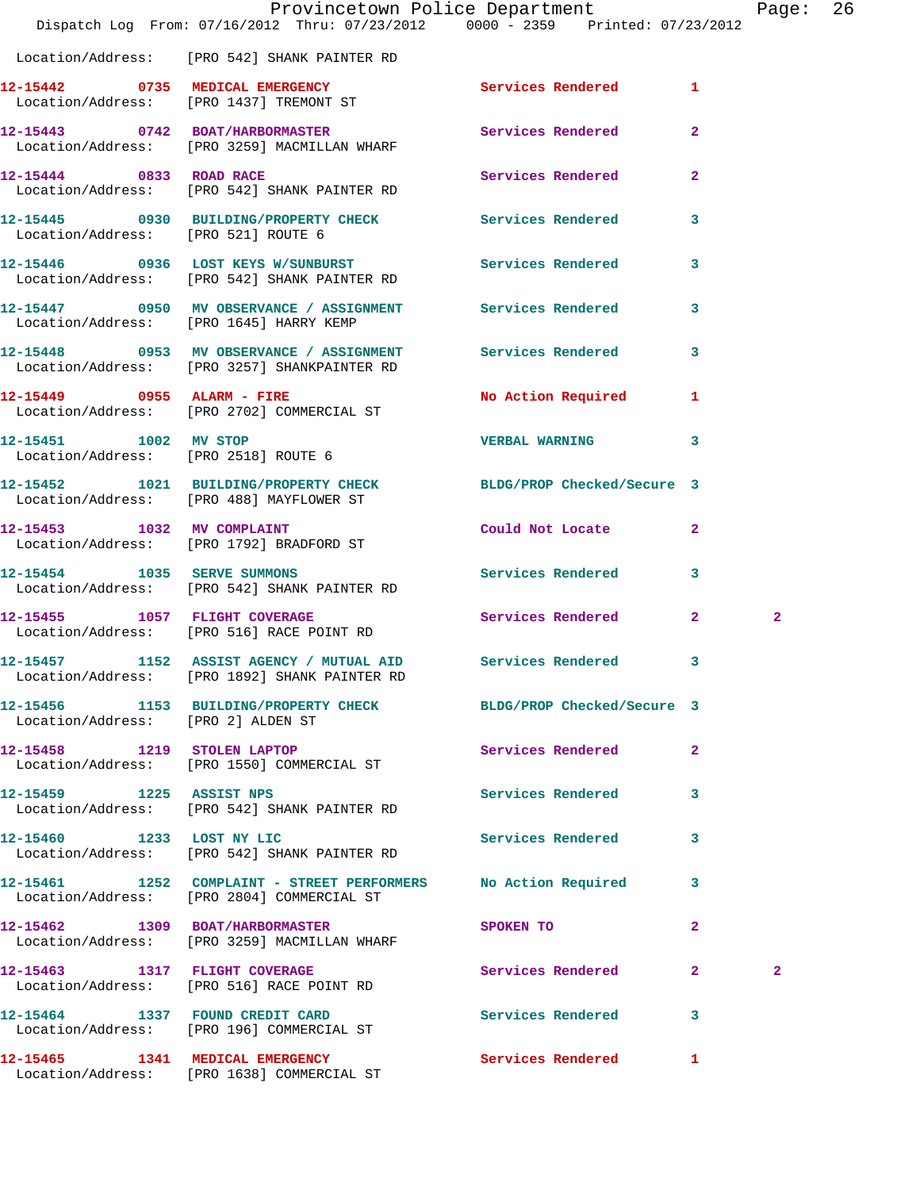Location/Address: [PRO 542] SHANK PAINTER RD

| Call # | Time | Call Type | Disposition | Priority | |
|---|---|---|---|---|---|
| 12-15442 | 0735 | MEDICAL EMERGENCY | Services Rendered | 1 | |
| | | Location/Address: [PRO 1437] TREMONT ST | | | |
| 12-15443 | 0742 | BOAT/HARBORMASTER | Services Rendered | 2 | |
| | | Location/Address: [PRO 3259] MACMILLAN WHARF | | | |
| 12-15444 | 0833 | ROAD RACE | Services Rendered | 2 | |
| | | Location/Address: [PRO 542] SHANK PAINTER RD | | | |
| 12-15445 | 0930 | BUILDING/PROPERTY CHECK | Services Rendered | 3 | |
| | | Location/Address: [PRO 521] ROUTE 6 | | | |
| 12-15446 | 0936 | LOST KEYS W/SUNBURST | Services Rendered | 3 | |
| | | Location/Address: [PRO 542] SHANK PAINTER RD | | | |
| 12-15447 | 0950 | MV OBSERVANCE / ASSIGNMENT | Services Rendered | 3 | |
| | | Location/Address: [PRO 1645] HARRY KEMP | | | |
| 12-15448 | 0953 | MV OBSERVANCE / ASSIGNMENT | Services Rendered | 3 | |
| | | Location/Address: [PRO 3257] SHANKPAINTER RD | | | |
| 12-15449 | 0955 | ALARM - FIRE | No Action Required | 1 | |
| | | Location/Address: [PRO 2702] COMMERCIAL ST | | | |
| 12-15451 | 1002 | MV STOP | VERBAL WARNING | 3 | |
| | | Location/Address: [PRO 2518] ROUTE 6 | | | |
| 12-15452 | 1021 | BUILDING/PROPERTY CHECK | BLDG/PROP Checked/Secure | 3 | |
| | | Location/Address: [PRO 488] MAYFLOWER ST | | | |
| 12-15453 | 1032 | MV COMPLAINT | Could Not Locate | 2 | |
| | | Location/Address: [PRO 1792] BRADFORD ST | | | |
| 12-15454 | 1035 | SERVE SUMMONS | Services Rendered | 3 | |
| | | Location/Address: [PRO 542] SHANK PAINTER RD | | | |
| 12-15455 | 1057 | FLIGHT COVERAGE | Services Rendered | 2 | 2 |
| | | Location/Address: [PRO 516] RACE POINT RD | | | |
| 12-15457 | 1152 | ASSIST AGENCY / MUTUAL AID | Services Rendered | 3 | |
| | | Location/Address: [PRO 1892] SHANK PAINTER RD | | | |
| 12-15456 | 1153 | BUILDING/PROPERTY CHECK | BLDG/PROP Checked/Secure | 3 | |
| | | Location/Address: [PRO 2] ALDEN ST | | | |
| 12-15458 | 1219 | STOLEN LAPTOP | Services Rendered | 2 | |
| | | Location/Address: [PRO 1550] COMMERCIAL ST | | | |
| 12-15459 | 1225 | ASSIST NPS | Services Rendered | 3 | |
| | | Location/Address: [PRO 542] SHANK PAINTER RD | | | |
| 12-15460 | 1233 | LOST NY LIC | Services Rendered | 3 | |
| | | Location/Address: [PRO 542] SHANK PAINTER RD | | | |
| 12-15461 | 1252 | COMPLAINT - STREET PERFORMERS | No Action Required | 3 | |
| | | Location/Address: [PRO 2804] COMMERCIAL ST | | | |
| 12-15462 | 1309 | BOAT/HARBORMASTER | SPOKEN TO | 2 | |
| | | Location/Address: [PRO 3259] MACMILLAN WHARF | | | |
| 12-15463 | 1317 | FLIGHT COVERAGE | Services Rendered | 2 | 2 |
| | | Location/Address: [PRO 516] RACE POINT RD | | | |
| 12-15464 | 1337 | FOUND CREDIT CARD | Services Rendered | 3 | |
| | | Location/Address: [PRO 196] COMMERCIAL ST | | | |
| 12-15465 | 1341 | MEDICAL EMERGENCY | Services Rendered | 1 | |
| | | Location/Address: [PRO 1638] COMMERCIAL ST | | | |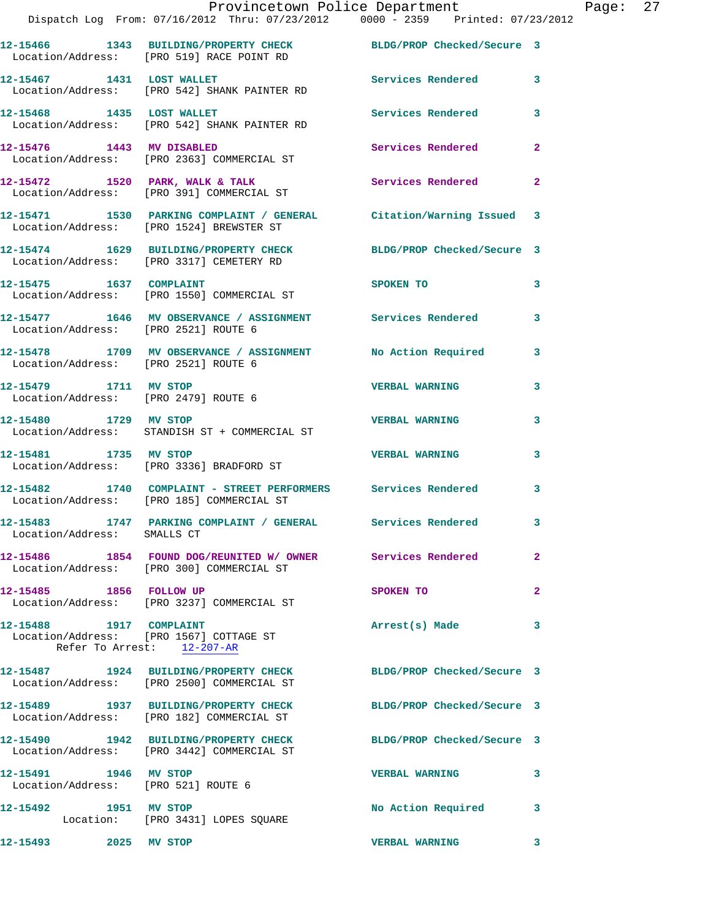12-15466 1343 BUILDING/PROPERTY CHECK BLDG/PROP Checked/Secure 3
Location/Address: [PRO 519] RACE POINT RD

12-15467 1431 LOST WALLET Services Rendered 3
Location/Address: [PRO 542] SHANK PAINTER RD

12-15468 1435 LOST WALLET Services Rendered 3
Location/Address: [PRO 542] SHANK PAINTER RD

12-15476 1443 MV DISABLED Services Rendered 2
Location/Address: [PRO 2363] COMMERCIAL ST

12-15472 1520 PARK, WALK & TALK Services Rendered 2
Location/Address: [PRO 391] COMMERCIAL ST

12-15471 1530 PARKING COMPLAINT / GENERAL Citation/Warning Issued 3
Location/Address: [PRO 1524] BREWSTER ST

12-15474 1629 BUILDING/PROPERTY CHECK BLDG/PROP Checked/Secure 3
Location/Address: [PRO 3317] CEMETERY RD

12-15475 1637 COMPLAINT SPOKEN TO 3
Location/Address: [PRO 1550] COMMERCIAL ST

12-15477 1646 MV OBSERVANCE / ASSIGNMENT Services Rendered 3
Location/Address: [PRO 2521] ROUTE 6

12-15478 1709 MV OBSERVANCE / ASSIGNMENT No Action Required 3
Location/Address: [PRO 2521] ROUTE 6

12-15479 1711 MV STOP VERBAL WARNING 3
Location/Address: [PRO 2479] ROUTE 6

12-15480 1729 MV STOP VERBAL WARNING 3
Location/Address: STANDISH ST + COMMERCIAL ST

12-15481 1735 MV STOP VERBAL WARNING 3
Location/Address: [PRO 3336] BRADFORD ST

12-15482 1740 COMPLAINT - STREET PERFORMERS Services Rendered 3
Location/Address: [PRO 185] COMMERCIAL ST

12-15483 1747 PARKING COMPLAINT / GENERAL Services Rendered 3
Location/Address: SMALLS CT

12-15486 1854 FOUND DOG/REUNITED W/ OWNER Services Rendered 2
Location/Address: [PRO 300] COMMERCIAL ST

12-15485 1856 FOLLOW UP SPOKEN TO 2
Location/Address: [PRO 3237] COMMERCIAL ST

12-15488 1917 COMPLAINT Arrest(s) Made 3
Location/Address: [PRO 1567] COTTAGE ST
Refer To Arrest: 12-207-AR

12-15487 1924 BUILDING/PROPERTY CHECK BLDG/PROP Checked/Secure 3
Location/Address: [PRO 2500] COMMERCIAL ST

12-15489 1937 BUILDING/PROPERTY CHECK BLDG/PROP Checked/Secure 3
Location/Address: [PRO 182] COMMERCIAL ST

12-15490 1942 BUILDING/PROPERTY CHECK BLDG/PROP Checked/Secure 3
Location/Address: [PRO 3442] COMMERCIAL ST

12-15491 1946 MV STOP VERBAL WARNING 3
Location/Address: [PRO 521] ROUTE 6

12-15492 1951 MV STOP No Action Required 3
Location: [PRO 3431] LOPES SQUARE

12-15493 2025 MV STOP VERBAL WARNING 3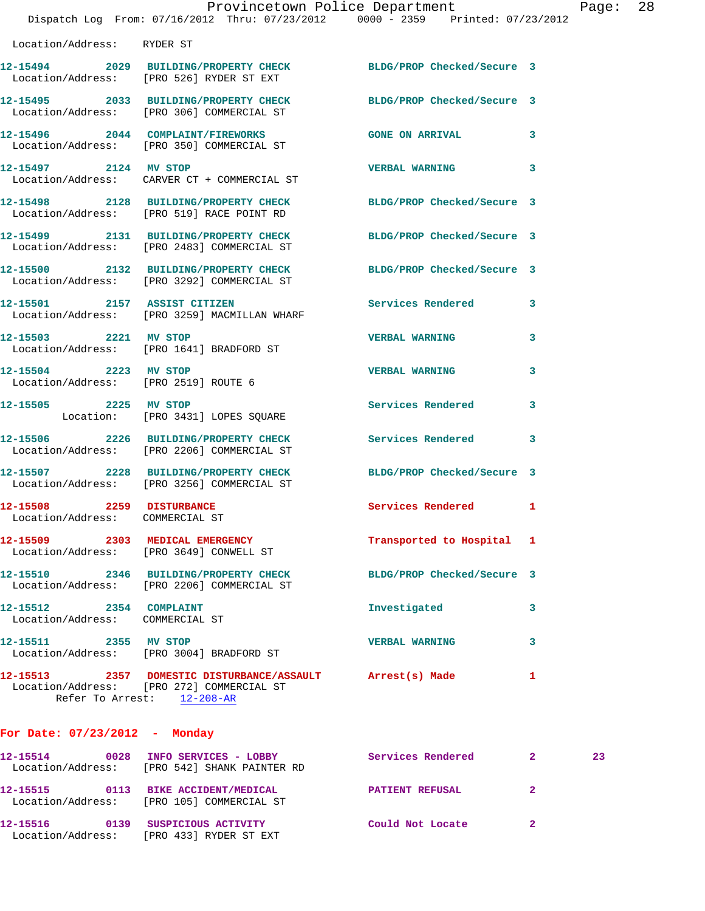Location/Address: RYDER ST

12-15494 2029 BUILDING/PROPERTY CHECK BLDG/PROP Checked/Secure 3
Location/Address: [PRO 526] RYDER ST EXT

12-15495 2033 BUILDING/PROPERTY CHECK BLDG/PROP Checked/Secure 3
Location/Address: [PRO 306] COMMERCIAL ST

12-15496 2044 COMPLAINT/FIREWORKS GONE ON ARRIVAL 3
Location/Address: [PRO 350] COMMERCIAL ST

12-15497 2124 MV STOP VERBAL WARNING 3
Location/Address: CARVER CT + COMMERCIAL ST

12-15498 2128 BUILDING/PROPERTY CHECK BLDG/PROP Checked/Secure 3
Location/Address: [PRO 519] RACE POINT RD

12-15499 2131 BUILDING/PROPERTY CHECK BLDG/PROP Checked/Secure 3
Location/Address: [PRO 2483] COMMERCIAL ST

12-15500 2132 BUILDING/PROPERTY CHECK BLDG/PROP Checked/Secure 3
Location/Address: [PRO 3292] COMMERCIAL ST

12-15501 2157 ASSIST CITIZEN Services Rendered 3
Location/Address: [PRO 3259] MACMILLAN WHARF

12-15503 2221 MV STOP VERBAL WARNING 3
Location/Address: [PRO 1641] BRADFORD ST

12-15504 2223 MV STOP VERBAL WARNING 3
Location/Address: [PRO 2519] ROUTE 6

12-15505 2225 MV STOP Services Rendered 3
Location: [PRO 3431] LOPES SQUARE

12-15506 2226 BUILDING/PROPERTY CHECK Services Rendered 3
Location/Address: [PRO 2206] COMMERCIAL ST

12-15507 2228 BUILDING/PROPERTY CHECK BLDG/PROP Checked/Secure 3
Location/Address: [PRO 3256] COMMERCIAL ST

12-15508 2259 DISTURBANCE Services Rendered 1
Location/Address: COMMERCIAL ST

12-15509 2303 MEDICAL EMERGENCY Transported to Hospital 1
Location/Address: [PRO 3649] CONWELL ST

12-15510 2346 BUILDING/PROPERTY CHECK BLDG/PROP Checked/Secure 3
Location/Address: [PRO 2206] COMMERCIAL ST

12-15512 2354 COMPLAINT Investigated 3
Location/Address: COMMERCIAL ST

12-15511 2355 MV STOP VERBAL WARNING 3
Location/Address: [PRO 3004] BRADFORD ST

12-15513 2357 DOMESTIC DISTURBANCE/ASSAULT Arrest(s) Made 1
Location/Address: [PRO 272] COMMERCIAL ST
Refer To Arrest: 12-208-AR

**For Date: 07/23/2012 - Monday**

12-15514 0028 INFO SERVICES - LOBBY Services Rendered 2 23
Location/Address: [PRO 542] SHANK PAINTER RD

12-15515 0113 BIKE ACCIDENT/MEDICAL PATIENT REFUSAL 2
Location/Address: [PRO 105] COMMERCIAL ST

12-15516 0139 SUSPICIOUS ACTIVITY Could Not Locate 2
Location/Address: [PRO 433] RYDER ST EXT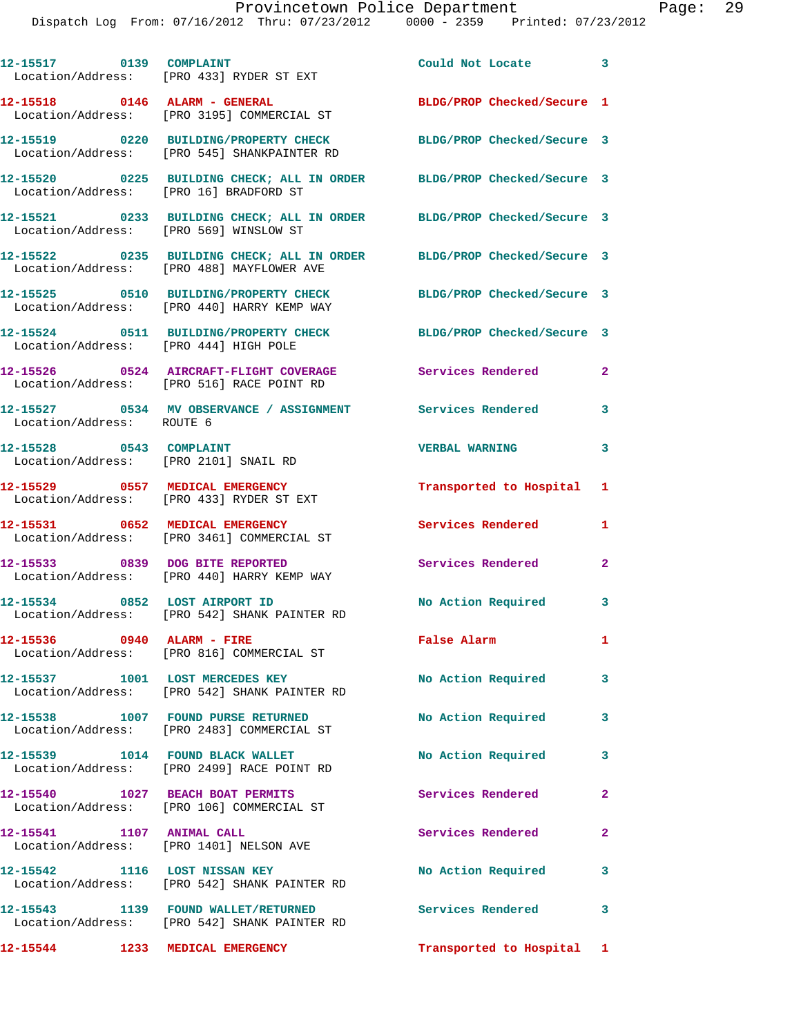Provincetown Police Department
Dispatch Log From: 07/16/2012 Thru: 07/23/2012 0000 - 2359 Printed: 07/23/2012

12-15517 0139 COMPLAINT Could Not Locate 3
Location/Address: [PRO 433] RYDER ST EXT

12-15518 0146 ALARM - GENERAL BLDG/PROP Checked/Secure 1
Location/Address: [PRO 3195] COMMERCIAL ST

12-15519 0220 BUILDING/PROPERTY CHECK BLDG/PROP Checked/Secure 3
Location/Address: [PRO 545] SHANKPAINTER RD

12-15520 0225 BUILDING CHECK; ALL IN ORDER BLDG/PROP Checked/Secure 3
Location/Address: [PRO 16] BRADFORD ST

12-15521 0233 BUILDING CHECK; ALL IN ORDER BLDG/PROP Checked/Secure 3
Location/Address: [PRO 569] WINSLOW ST

12-15522 0235 BUILDING CHECK; ALL IN ORDER BLDG/PROP Checked/Secure 3
Location/Address: [PRO 488] MAYFLOWER AVE

12-15525 0510 BUILDING/PROPERTY CHECK BLDG/PROP Checked/Secure 3
Location/Address: [PRO 440] HARRY KEMP WAY

12-15524 0511 BUILDING/PROPERTY CHECK BLDG/PROP Checked/Secure 3
Location/Address: [PRO 444] HIGH POLE

12-15526 0524 AIRCRAFT-FLIGHT COVERAGE Services Rendered 2
Location/Address: [PRO 516] RACE POINT RD

12-15527 0534 MV OBSERVANCE / ASSIGNMENT Services Rendered 3
Location/Address: ROUTE 6

12-15528 0543 COMPLAINT VERBAL WARNING 3
Location/Address: [PRO 2101] SNAIL RD

12-15529 0557 MEDICAL EMERGENCY Transported to Hospital 1
Location/Address: [PRO 433] RYDER ST EXT

12-15531 0652 MEDICAL EMERGENCY Services Rendered 1
Location/Address: [PRO 3461] COMMERCIAL ST

12-15533 0839 DOG BITE REPORTED Services Rendered 2
Location/Address: [PRO 440] HARRY KEMP WAY

12-15534 0852 LOST AIRPORT ID No Action Required 3
Location/Address: [PRO 542] SHANK PAINTER RD

12-15536 0940 ALARM - FIRE False Alarm 1
Location/Address: [PRO 816] COMMERCIAL ST

12-15537 1001 LOST MERCEDES KEY No Action Required 3
Location/Address: [PRO 542] SHANK PAINTER RD

12-15538 1007 FOUND PURSE RETURNED No Action Required 3
Location/Address: [PRO 2483] COMMERCIAL ST

12-15539 1014 FOUND BLACK WALLET No Action Required 3
Location/Address: [PRO 2499] RACE POINT RD

12-15540 1027 BEACH BOAT PERMITS Services Rendered 2
Location/Address: [PRO 106] COMMERCIAL ST

12-15541 1107 ANIMAL CALL Services Rendered 2
Location/Address: [PRO 1401] NELSON AVE

12-15542 1116 LOST NISSAN KEY No Action Required 3
Location/Address: [PRO 542] SHANK PAINTER RD

12-15543 1139 FOUND WALLET/RETURNED Services Rendered 3
Location/Address: [PRO 542] SHANK PAINTER RD

12-15544 1233 MEDICAL EMERGENCY Transported to Hospital 1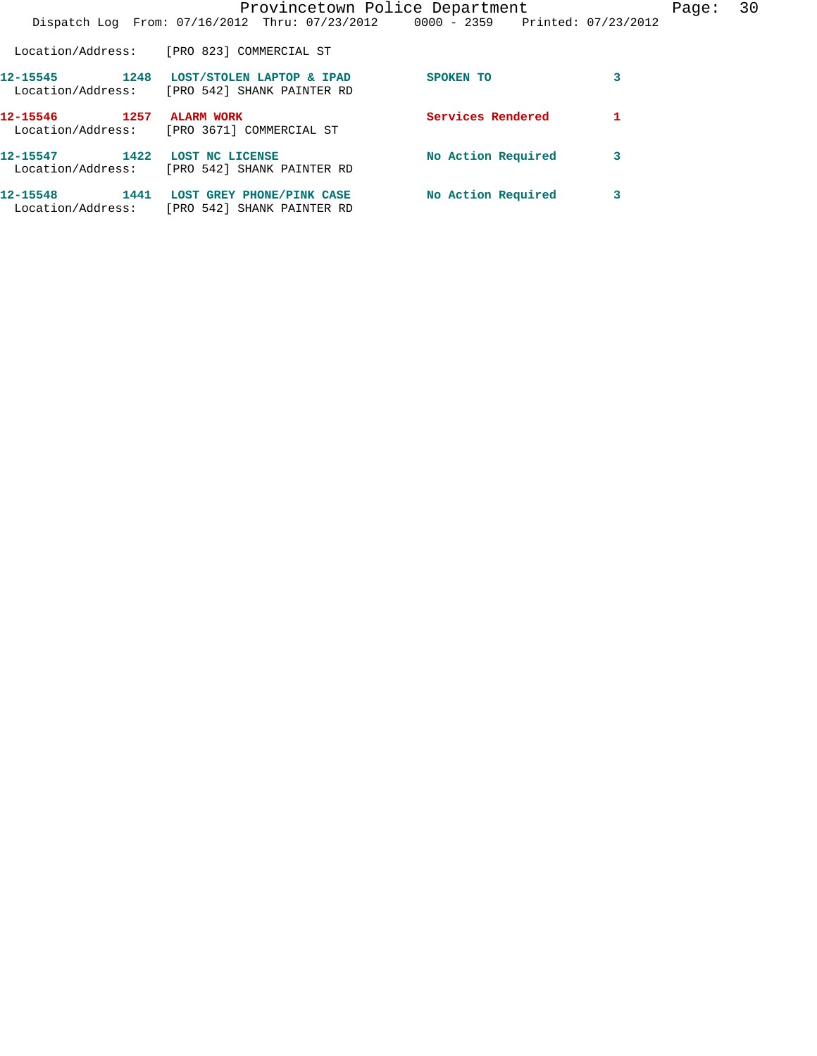Location/Address: [PRO 823] COMMERCIAL ST

| | | | | |
|---|---|---|---|---|
| 12-15545 | 1248 | LOST/STOLEN LAPTOP & IPAD | SPOKEN TO | 3 |
| Location/Address: | [PRO 542] SHANK PAINTER RD | | | |
| 12-15546 | 1257 | ALARM WORK | Services Rendered | 1 |
| Location/Address: | [PRO 3671] COMMERCIAL ST | | | |
| 12-15547 | 1422 | LOST NC LICENSE | No Action Required | 3 |
| Location/Address: | [PRO 542] SHANK PAINTER RD | | | |
| 12-15548 | 1441 | LOST GREY PHONE/PINK CASE | No Action Required | 3 |
| Location/Address: | [PRO 542] SHANK PAINTER RD | | | |